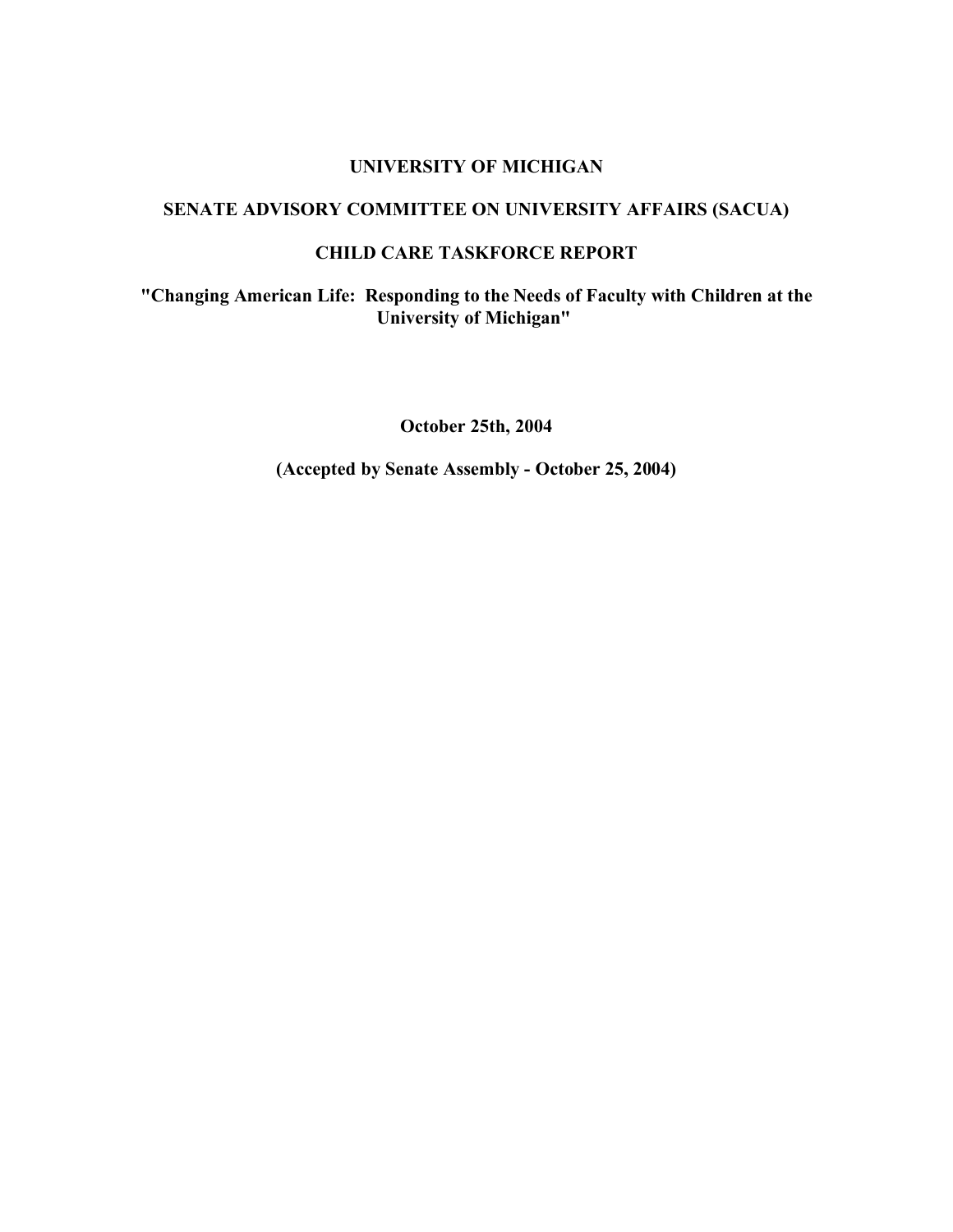# UNIVERSITY OF MICHIGAN

## SENATE ADVISORY COMMITTEE ON UNIVERSITY AFFAIRS (SACUA)

## CHILD CARE TASKFORCE REPORT

**"Changing American Life: Responding to the Needs of Faculty with Children at the University of Michigan"**

**October 25th, 2004**

**(Accepted by Senate Assembly - October 25, 2004)**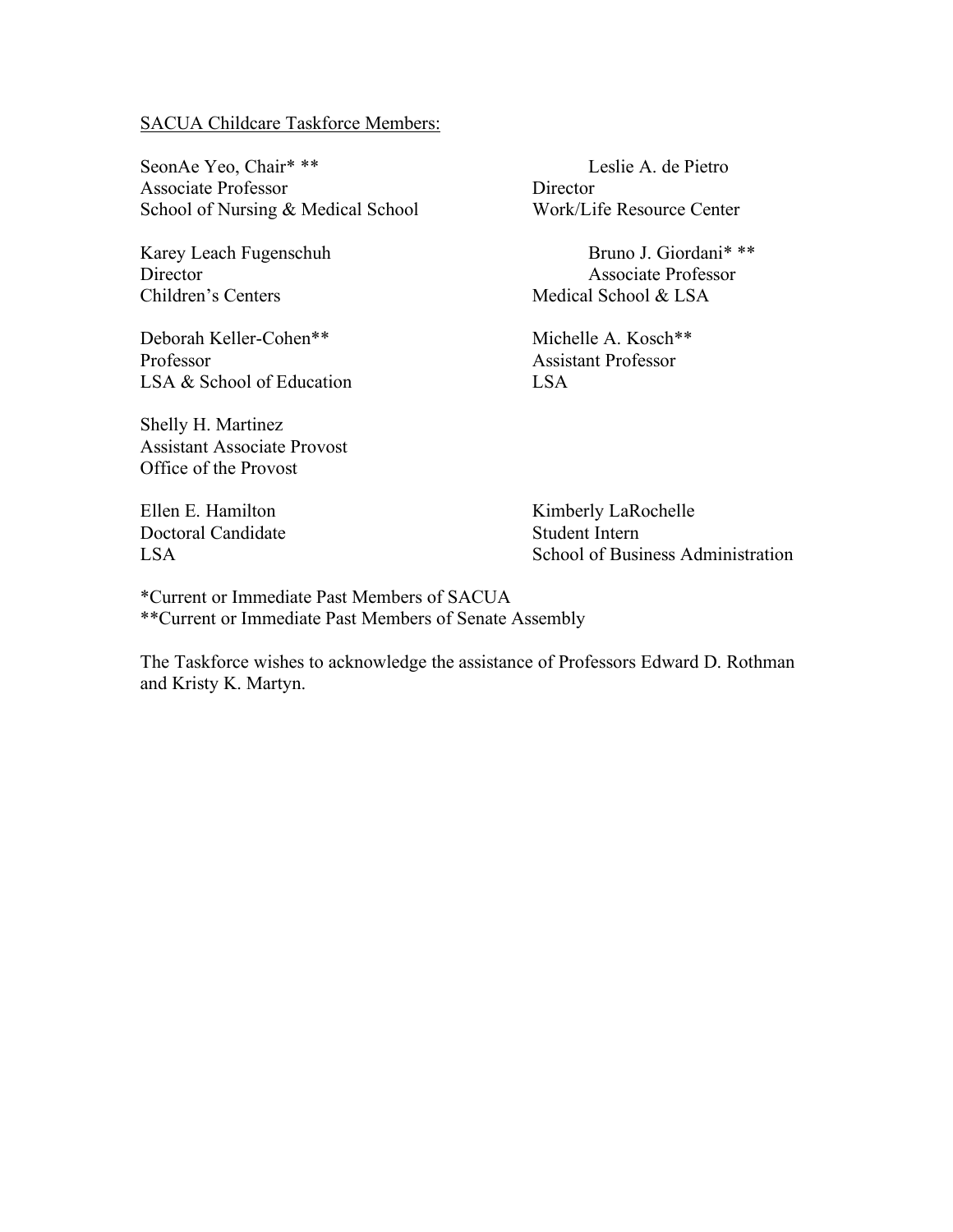SACUA Childcare Taskforce Members:

SeonAe Yeo, Chair* **
Associate Professor
School of Nursing & Medical School

Leslie A. de Pietro
Director
Work/Life Resource Center

Karey Leach Fugenschuh
Director
Children's Centers

Bruno J. Giordani* **
Associate Professor
Medical School & LSA

Deborah Keller-Cohen**
Professor
LSA & School of Education

Michelle A. Kosch**
Assistant Professor
LSA

Shelly H. Martinez
Assistant Associate Provost
Office of the Provost

Ellen E. Hamilton
Doctoral Candidate
LSA

Kimberly LaRochelle
Student Intern
School of Business Administration

*Current or Immediate Past Members of SACUA
**Current or Immediate Past Members of Senate Assembly

The Taskforce wishes to acknowledge the assistance of Professors Edward D. Rothman and Kristy K. Martyn.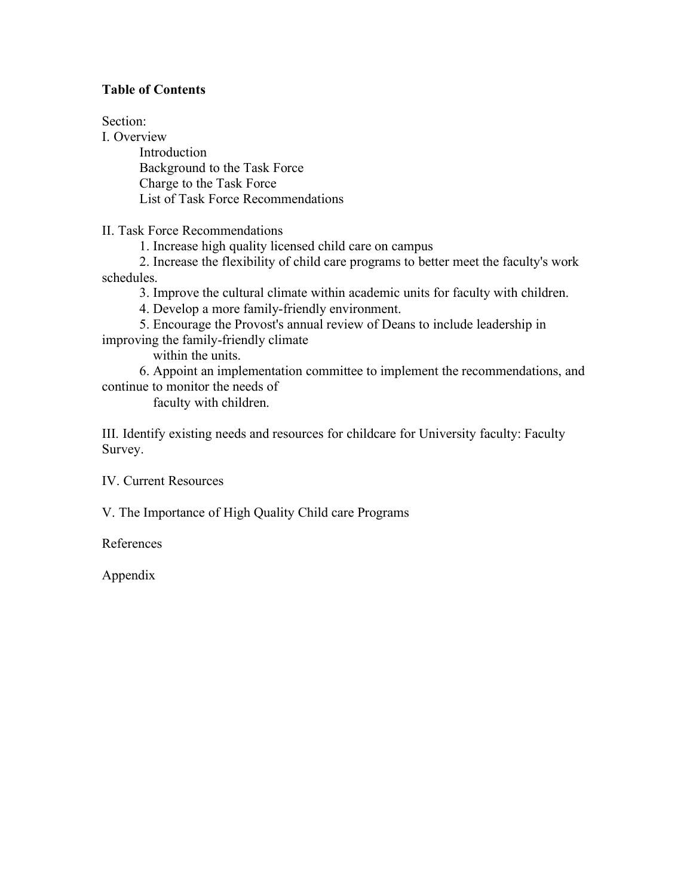**Table of Contents**

Section:

I. Overview

- Introduction
- Background to the Task Force
- Charge to the Task Force
- List of Task Force Recommendations

II. Task Force Recommendations

1. Increase high quality licensed child care on campus
2. Increase the flexibility of child care programs to better meet the faculty's work schedules.
3. Improve the cultural climate within academic units for faculty with children.
4. Develop a more family-friendly environment.
5. Encourage the Provost's annual review of Deans to include leadership in improving the family-friendly climate within the units.
6. Appoint an implementation committee to implement the recommendations, and continue to monitor the needs of faculty with children.

III. Identify existing needs and resources for childcare for University faculty: Faculty Survey.

IV. Current Resources

V. The Importance of High Quality Child care Programs

References

Appendix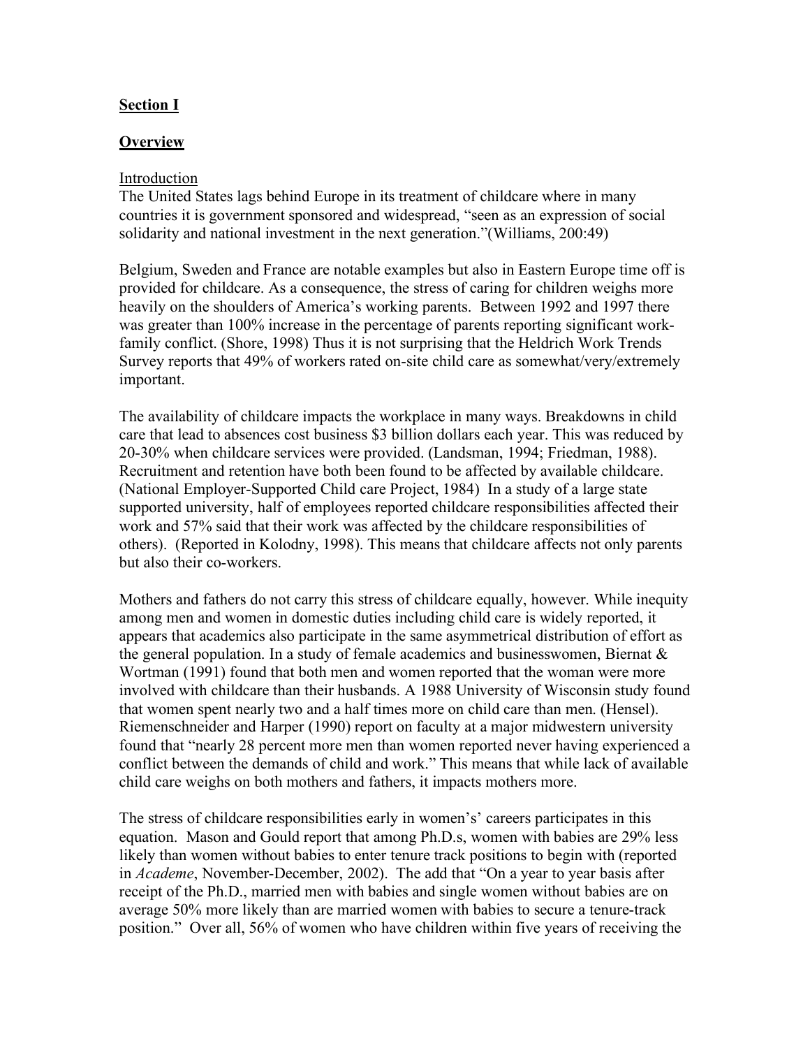**Section I**

**Overview**

Introduction

The United States lags behind Europe in its treatment of childcare where in many countries it is government sponsored and widespread, "seen as an expression of social solidarity and national investment in the next generation."(Williams, 200:49)

Belgium, Sweden and France are notable examples but also in Eastern Europe time off is provided for childcare. As a consequence, the stress of caring for children weighs more heavily on the shoulders of America's working parents. Between 1992 and 1997 there was greater than 100% increase in the percentage of parents reporting significant work-family conflict. (Shore, 1998) Thus it is not surprising that the Heldrich Work Trends Survey reports that 49% of workers rated on-site child care as somewhat/very/extremely important.

The availability of childcare impacts the workplace in many ways. Breakdowns in child care that lead to absences cost business $3 billion dollars each year. This was reduced by 20-30% when childcare services were provided. (Landsman, 1994; Friedman, 1988). Recruitment and retention have both been found to be affected by available childcare. (National Employer-Supported Child care Project, 1984) In a study of a large state supported university, half of employees reported childcare responsibilities affected their work and 57% said that their work was affected by the childcare responsibilities of others). (Reported in Kolodny, 1998). This means that childcare affects not only parents but also their co-workers.

Mothers and fathers do not carry this stress of childcare equally, however. While inequity among men and women in domestic duties including child care is widely reported, it appears that academics also participate in the same asymmetrical distribution of effort as the general population. In a study of female academics and businesswomen, Biernat & Wortman (1991) found that both men and women reported that the woman were more involved with childcare than their husbands. A 1988 University of Wisconsin study found that women spent nearly two and a half times more on child care than men. (Hensel). Riemenschneider and Harper (1990) report on faculty at a major midwestern university found that "nearly 28 percent more men than women reported never having experienced a conflict between the demands of child and work." This means that while lack of available child care weighs on both mothers and fathers, it impacts mothers more.

The stress of childcare responsibilities early in women's' careers participates in this equation. Mason and Gould report that among Ph.D.s, women with babies are 29% less likely than women without babies to enter tenure track positions to begin with (reported in *Academe*, November-December, 2002). The add that "On a year to year basis after receipt of the Ph.D., married men with babies and single women without babies are on average 50% more likely than are married women with babies to secure a tenure-track position." Over all, 56% of women who have children within five years of receiving the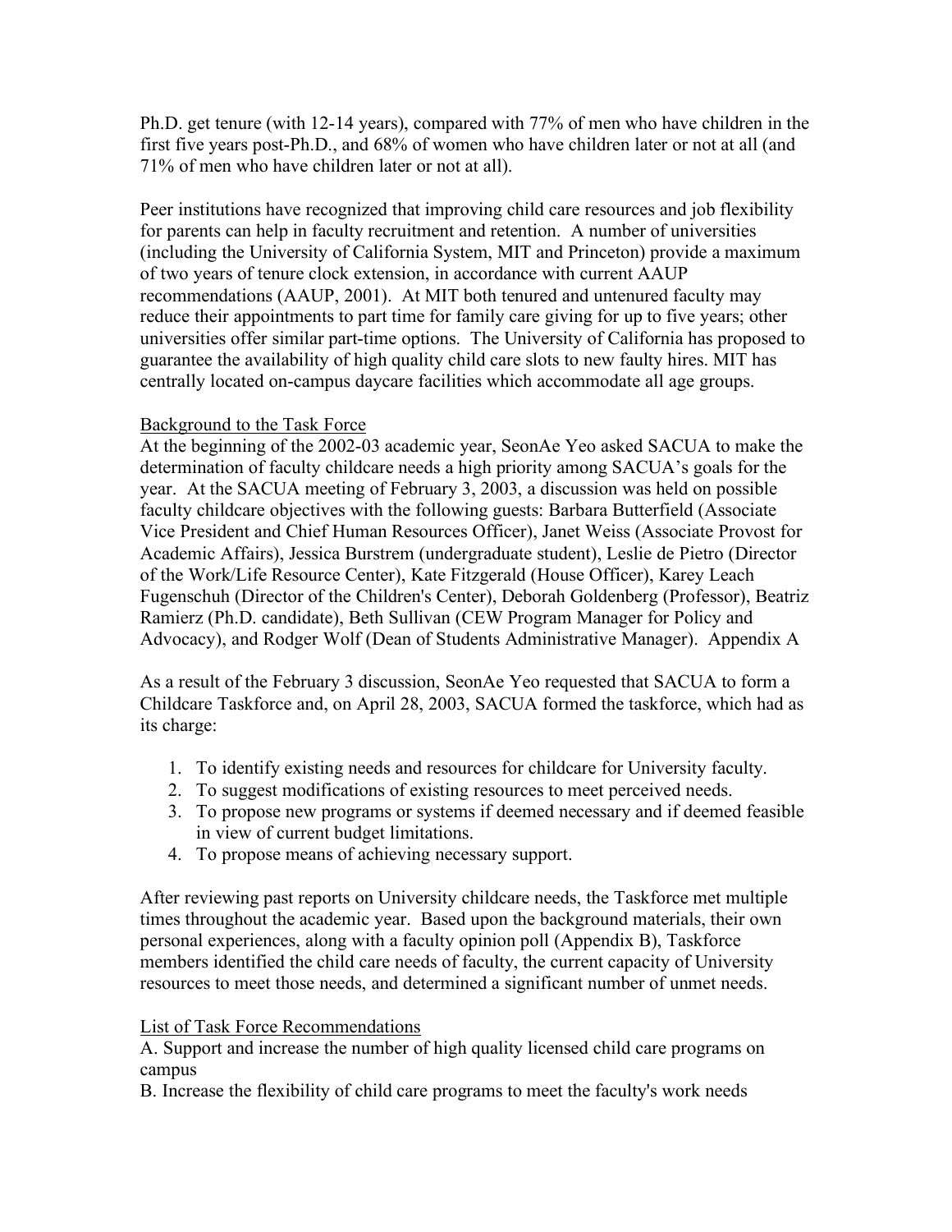Ph.D. get tenure (with 12-14 years), compared with 77% of men who have children in the first five years post-Ph.D., and 68% of women who have children later or not at all (and 71% of men who have children later or not at all).

Peer institutions have recognized that improving child care resources and job flexibility for parents can help in faculty recruitment and retention. A number of universities (including the University of California System, MIT and Princeton) provide a maximum of two years of tenure clock extension, in accordance with current AAUP recommendations (AAUP, 2001). At MIT both tenured and untenured faculty may reduce their appointments to part time for family care giving for up to five years; other universities offer similar part-time options. The University of California has proposed to guarantee the availability of high quality child care slots to new faulty hires. MIT has centrally located on-campus daycare facilities which accommodate all age groups.

<u>Background to the Task Force</u>

At the beginning of the 2002-03 academic year, SeonAe Yeo asked SACUA to make the determination of faculty childcare needs a high priority among SACUA's goals for the year. At the SACUA meeting of February 3, 2003, a discussion was held on possible faculty childcare objectives with the following guests: Barbara Butterfield (Associate Vice President and Chief Human Resources Officer), Janet Weiss (Associate Provost for Academic Affairs), Jessica Burstrem (undergraduate student), Leslie de Pietro (Director of the Work/Life Resource Center), Kate Fitzgerald (House Officer), Karey Leach Fugenschuh (Director of the Children's Center), Deborah Goldenberg (Professor), Beatriz Ramierz (Ph.D. candidate), Beth Sullivan (CEW Program Manager for Policy and Advocacy), and Rodger Wolf (Dean of Students Administrative Manager). Appendix A

As a result of the February 3 discussion, SeonAe Yeo requested that SACUA to form a Childcare Taskforce and, on April 28, 2003, SACUA formed the taskforce, which had as its charge:

1. To identify existing needs and resources for childcare for University faculty.
2. To suggest modifications of existing resources to meet perceived needs.
3. To propose new programs or systems if deemed necessary and if deemed feasible in view of current budget limitations.
4. To propose means of achieving necessary support.

After reviewing past reports on University childcare needs, the Taskforce met multiple times throughout the academic year. Based upon the background materials, their own personal experiences, along with a faculty opinion poll (Appendix B), Taskforce members identified the child care needs of faculty, the current capacity of University resources to meet those needs, and determined a significant number of unmet needs.

<u>List of Task Force Recommendations</u>

A. Support and increase the number of high quality licensed child care programs on campus
B. Increase the flexibility of child care programs to meet the faculty's work needs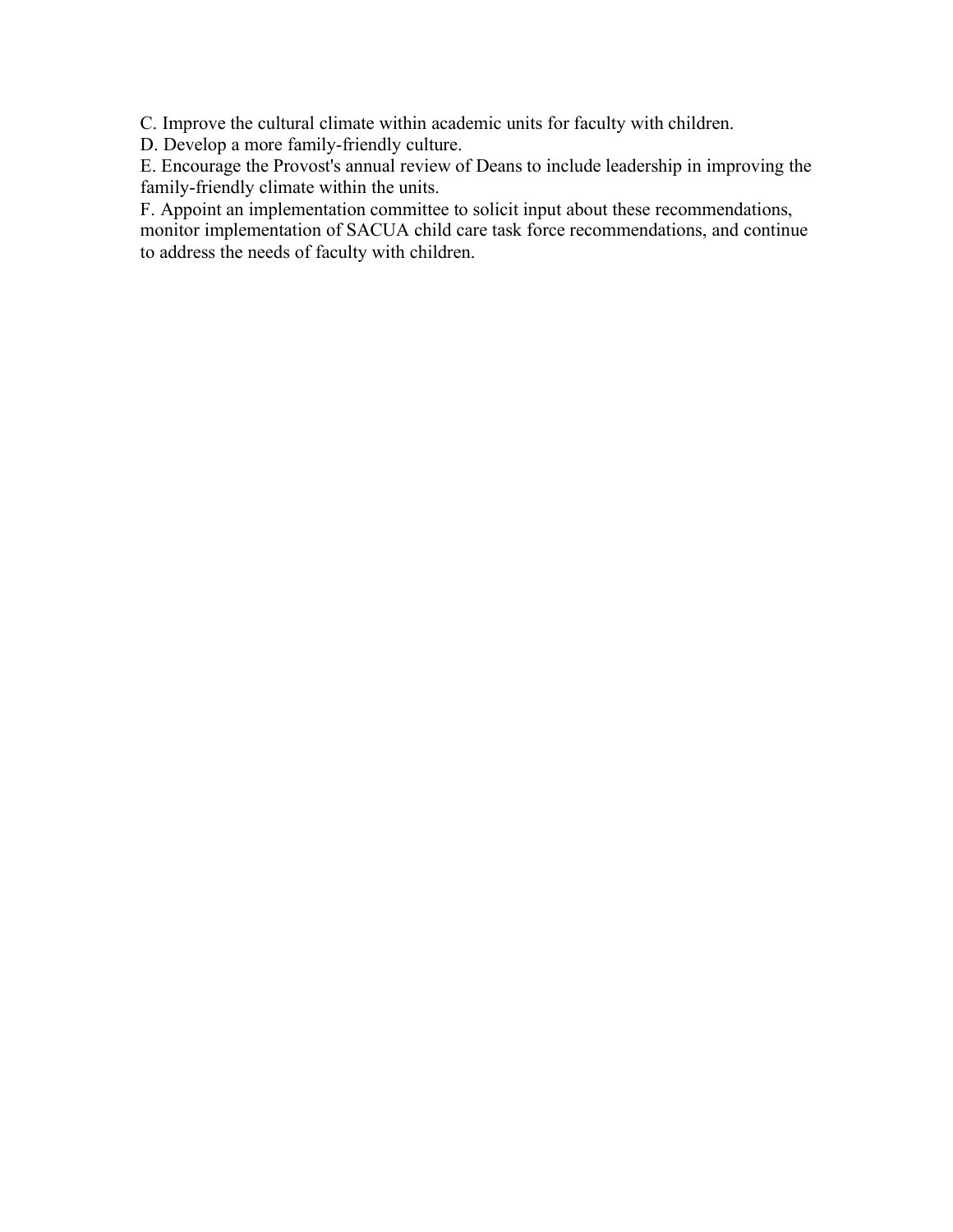C. Improve the cultural climate within academic units for faculty with children.
D. Develop a more family-friendly culture.
E. Encourage the Provost's annual review of Deans to include leadership in improving the family-friendly climate within the units.
F. Appoint an implementation committee to solicit input about these recommendations, monitor implementation of SACUA child care task force recommendations, and continue to address the needs of faculty with children.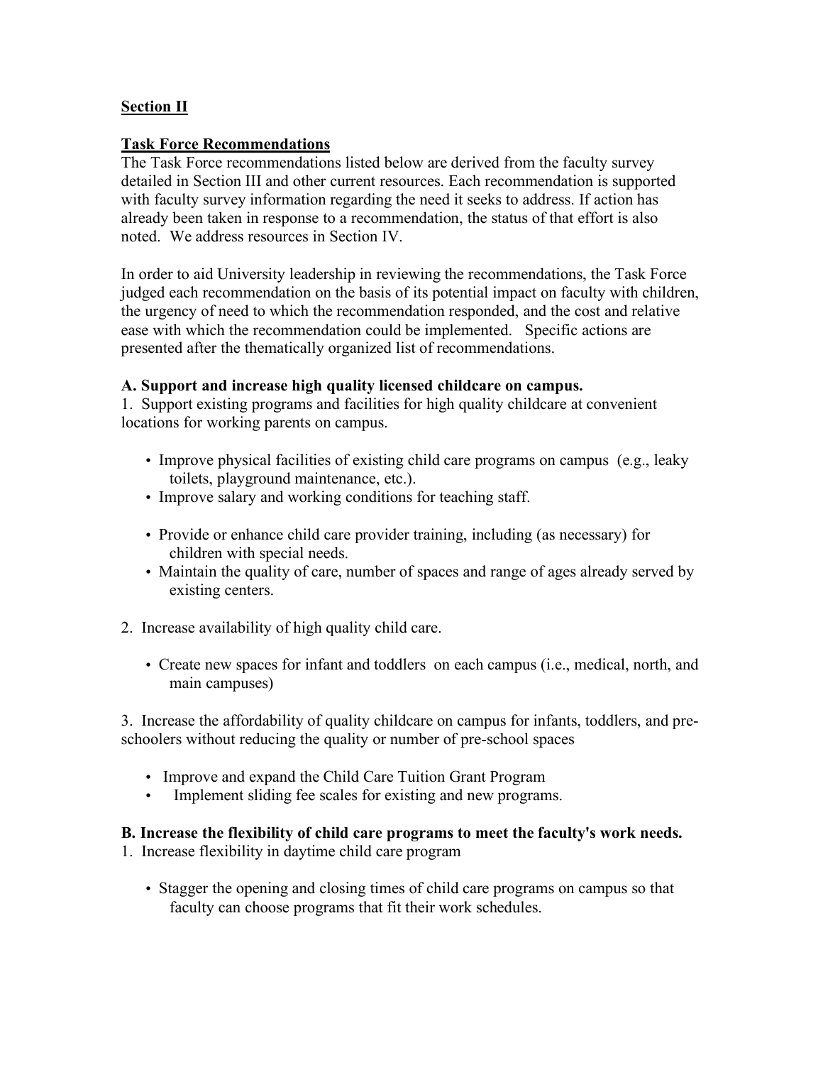## Section II

### Task Force Recommendations

The Task Force recommendations listed below are derived from the faculty survey detailed in Section III and other current resources. Each recommendation is supported with faculty survey information regarding the need it seeks to address. If action has already been taken in response to a recommendation, the status of that effort is also noted. We address resources in Section IV.

In order to aid University leadership in reviewing the recommendations, the Task Force judged each recommendation on the basis of its potential impact on faculty with children, the urgency of need to which the recommendation responded, and the cost and relative ease with which the recommendation could be implemented. Specific actions are presented after the thematically organized list of recommendations.

**A. Support and increase high quality licensed childcare on campus.**

1. Support existing programs and facilities for high quality childcare at convenient locations for working parents on campus.

    - Improve physical facilities of existing child care programs on campus (e.g., leaky toilets, playground maintenance, etc.).
    - Improve salary and working conditions for teaching staff.
    - Provide or enhance child care provider training, including (as necessary) for children with special needs.
    - Maintain the quality of care, number of spaces and range of ages already served by existing centers.

2. Increase availability of high quality child care.

    - Create new spaces for infant and toddlers on each campus (i.e., medical, north, and main campuses)

3. Increase the affordability of quality childcare on campus for infants, toddlers, and pre-schoolers without reducing the quality or number of pre-school spaces

    - Improve and expand the Child Care Tuition Grant Program
    - Implement sliding fee scales for existing and new programs.

**B. Increase the flexibility of child care programs to meet the faculty's work needs.**

1. Increase flexibility in daytime child care program

    - Stagger the opening and closing times of child care programs on campus so that faculty can choose programs that fit their work schedules.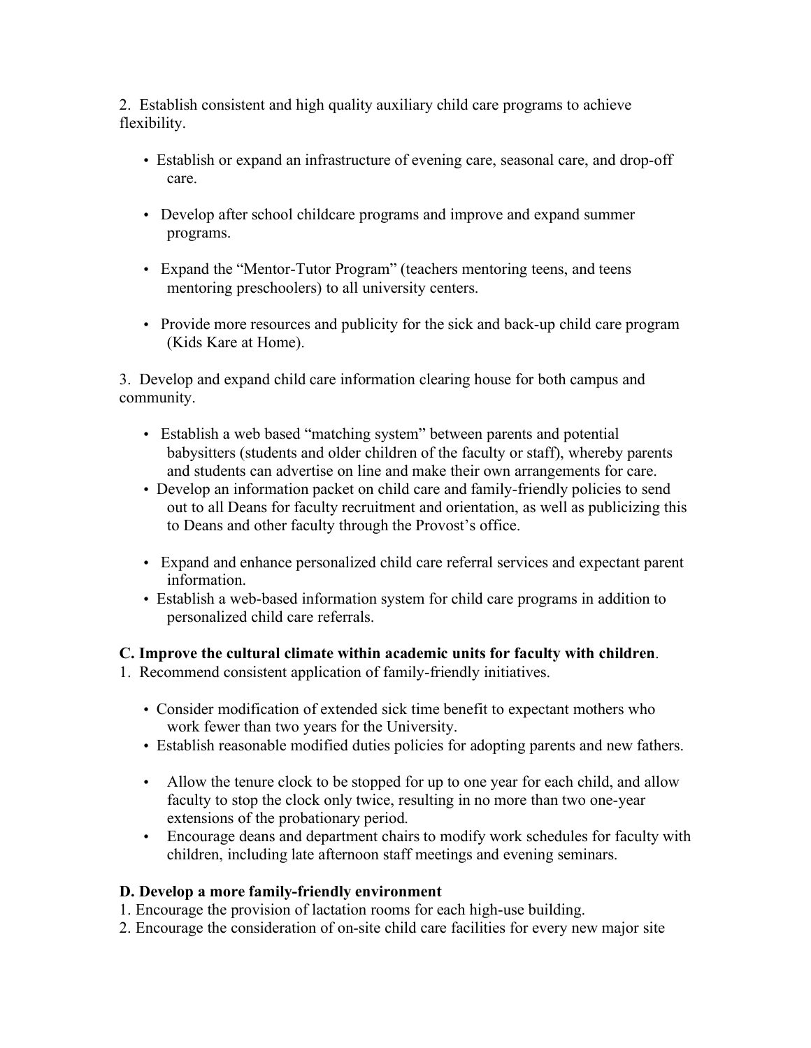2. Establish consistent and high quality auxiliary child care programs to achieve flexibility.

- Establish or expand an infrastructure of evening care, seasonal care, and drop-off care.
- Develop after school childcare programs and improve and expand summer programs.
- Expand the "Mentor-Tutor Program" (teachers mentoring teens, and teens mentoring preschoolers) to all university centers.
- Provide more resources and publicity for the sick and back-up child care program (Kids Kare at Home).

3. Develop and expand child care information clearing house for both campus and community.

- Establish a web based "matching system" between parents and potential babysitters (students and older children of the faculty or staff), whereby parents and students can advertise on line and make their own arrangements for care.
- Develop an information packet on child care and family-friendly policies to send out to all Deans for faculty recruitment and orientation, as well as publicizing this to Deans and other faculty through the Provost's office.
- Expand and enhance personalized child care referral services and expectant parent information.
- Establish a web-based information system for child care programs in addition to personalized child care referrals.

**C. Improve the cultural climate within academic units for faculty with children**.

1. Recommend consistent application of family-friendly initiatives.

- Consider modification of extended sick time benefit to expectant mothers who work fewer than two years for the University.
- Establish reasonable modified duties policies for adopting parents and new fathers.
- Allow the tenure clock to be stopped for up to one year for each child, and allow faculty to stop the clock only twice, resulting in no more than two one-year extensions of the probationary period.
- Encourage deans and department chairs to modify work schedules for faculty with children, including late afternoon staff meetings and evening seminars.

**D. Develop a more family-friendly environment**

1. Encourage the provision of lactation rooms for each high-use building.
2. Encourage the consideration of on-site child care facilities for every new major site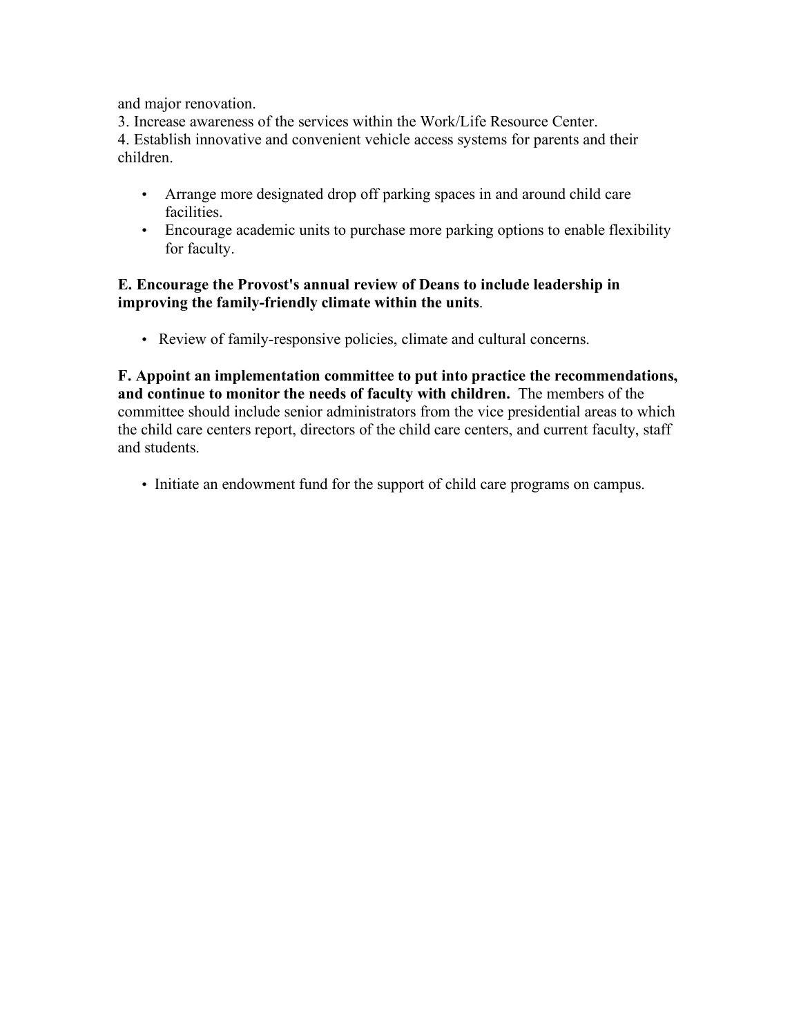and major renovation.

3. Increase awareness of the services within the Work/Life Resource Center.

4. Establish innovative and convenient vehicle access systems for parents and their children.

- Arrange more designated drop off parking spaces in and around child care facilities.
- Encourage academic units to purchase more parking options to enable flexibility for faculty.

**E. Encourage the Provost's annual review of Deans to include leadership in improving the family-friendly climate within the units**.

- Review of family-responsive policies, climate and cultural concerns.

**F. Appoint an implementation committee to put into practice the recommendations, and continue to monitor the needs of faculty with children.** The members of the committee should include senior administrators from the vice presidential areas to which the child care centers report, directors of the child care centers, and current faculty, staff and students.

- Initiate an endowment fund for the support of child care programs on campus.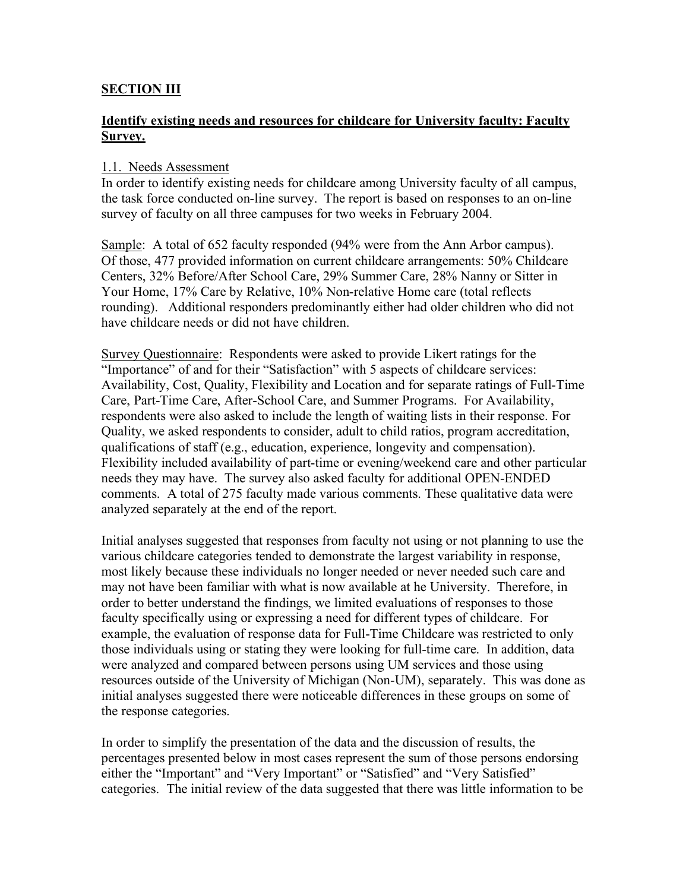## SECTION III

### Identify existing needs and resources for childcare for University faculty: Faculty Survey.

1.1. Needs Assessment

In order to identify existing needs for childcare among University faculty of all campus, the task force conducted on-line survey. The report is based on responses to an on-line survey of faculty on all three campuses for two weeks in February 2004.

Sample: A total of 652 faculty responded (94% were from the Ann Arbor campus). Of those, 477 provided information on current childcare arrangements: 50% Childcare Centers, 32% Before/After School Care, 29% Summer Care, 28% Nanny or Sitter in Your Home, 17% Care by Relative, 10% Non-relative Home care (total reflects rounding). Additional responders predominantly either had older children who did not have childcare needs or did not have children.

Survey Questionnaire: Respondents were asked to provide Likert ratings for the "Importance" of and for their "Satisfaction" with 5 aspects of childcare services: Availability, Cost, Quality, Flexibility and Location and for separate ratings of Full-Time Care, Part-Time Care, After-School Care, and Summer Programs. For Availability, respondents were also asked to include the length of waiting lists in their response. For Quality, we asked respondents to consider, adult to child ratios, program accreditation, qualifications of staff (e.g., education, experience, longevity and compensation). Flexibility included availability of part-time or evening/weekend care and other particular needs they may have. The survey also asked faculty for additional OPEN-ENDED comments. A total of 275 faculty made various comments. These qualitative data were analyzed separately at the end of the report.

Initial analyses suggested that responses from faculty not using or not planning to use the various childcare categories tended to demonstrate the largest variability in response, most likely because these individuals no longer needed or never needed such care and may not have been familiar with what is now available at he University. Therefore, in order to better understand the findings, we limited evaluations of responses to those faculty specifically using or expressing a need for different types of childcare. For example, the evaluation of response data for Full-Time Childcare was restricted to only those individuals using or stating they were looking for full-time care. In addition, data were analyzed and compared between persons using UM services and those using resources outside of the University of Michigan (Non-UM), separately. This was done as initial analyses suggested there were noticeable differences in these groups on some of the response categories.

In order to simplify the presentation of the data and the discussion of results, the percentages presented below in most cases represent the sum of those persons endorsing either the "Important" and "Very Important" or "Satisfied" and "Very Satisfied" categories. The initial review of the data suggested that there was little information to be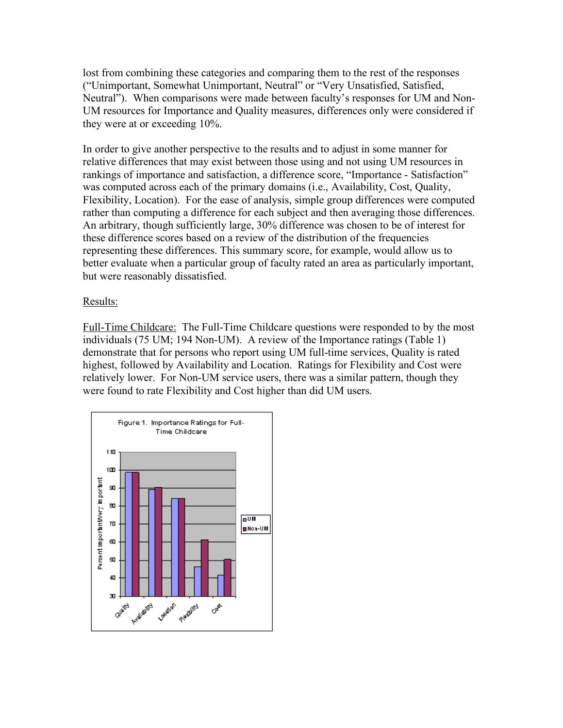lost from combining these categories and comparing them to the rest of the responses ("Unimportant, Somewhat Unimportant, Neutral" or "Very Unsatisfied, Satisfied, Neutral"). When comparisons were made between faculty's responses for UM and Non-UM resources for Importance and Quality measures, differences only were considered if they were at or exceeding 10%.

In order to give another perspective to the results and to adjust in some manner for relative differences that may exist between those using and not using UM resources in rankings of importance and satisfaction, a difference score, "Importance - Satisfaction" was computed across each of the primary domains (i.e., Availability, Cost, Quality, Flexibility, Location). For the ease of analysis, simple group differences were computed rather than computing a difference for each subject and then averaging those differences. An arbitrary, though sufficiently large, 30% difference was chosen to be of interest for these difference scores based on a review of the distribution of the frequencies representing these differences. This summary score, for example, would allow us to better evaluate when a particular group of faculty rated an area as particularly important, but were reasonably dissatisfied.

Results:

Full-Time Childcare: The Full-Time Childcare questions were responded to by the most individuals (75 UM; 194 Non-UM). A review of the Importance ratings (Table 1) demonstrate that for persons who report using UM full-time services, Quality is rated highest, followed by Availability and Location. Ratings for Flexibility and Cost were relatively lower. For Non-UM service users, there was a similar pattern, though they were found to rate Flexibility and Cost higher than did UM users.

Figure 1. Importance Ratings for Full-Time Childcare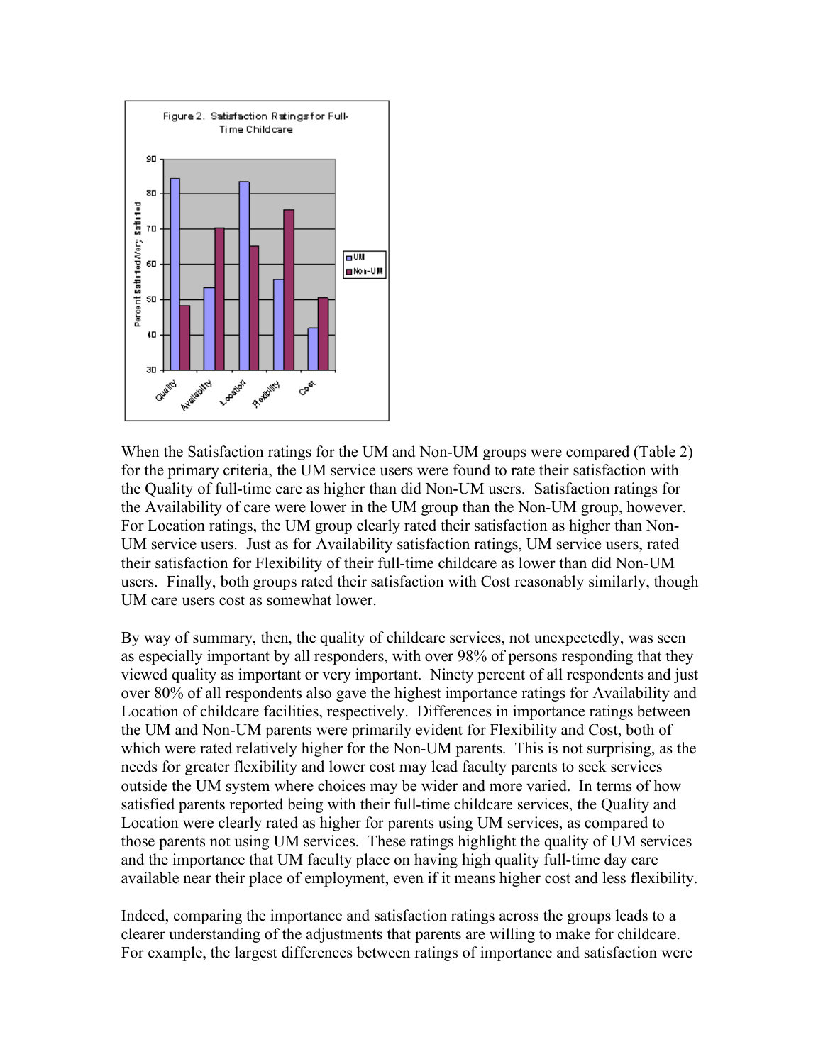Figure 2. Satisfaction Ratings for Full-Time Childcare

When the Satisfaction ratings for the UM and Non-UM groups were compared (Table 2) for the primary criteria, the UM service users were found to rate their satisfaction with the Quality of full-time care as higher than did Non-UM users. Satisfaction ratings for the Availability of care were lower in the UM group than the Non-UM group, however. For Location ratings, the UM group clearly rated their satisfaction as higher than Non-UM service users. Just as for Availability satisfaction ratings, UM service users, rated their satisfaction for Flexibility of their full-time childcare as lower than did Non-UM users. Finally, both groups rated their satisfaction with Cost reasonably similarly, though UM care users cost as somewhat lower.

By way of summary, then, the quality of childcare services, not unexpectedly, was seen as especially important by all responders, with over 98% of persons responding that they viewed quality as important or very important. Ninety percent of all respondents and just over 80% of all respondents also gave the highest importance ratings for Availability and Location of childcare facilities, respectively. Differences in importance ratings between the UM and Non-UM parents were primarily evident for Flexibility and Cost, both of which were rated relatively higher for the Non-UM parents. This is not surprising, as the needs for greater flexibility and lower cost may lead faculty parents to seek services outside the UM system where choices may be wider and more varied. In terms of how satisfied parents reported being with their full-time childcare services, the Quality and Location were clearly rated as higher for parents using UM services, as compared to those parents not using UM services. These ratings highlight the quality of UM services and the importance that UM faculty place on having high quality full-time day care available near their place of employment, even if it means higher cost and less flexibility.

Indeed, comparing the importance and satisfaction ratings across the groups leads to a clearer understanding of the adjustments that parents are willing to make for childcare. For example, the largest differences between ratings of importance and satisfaction were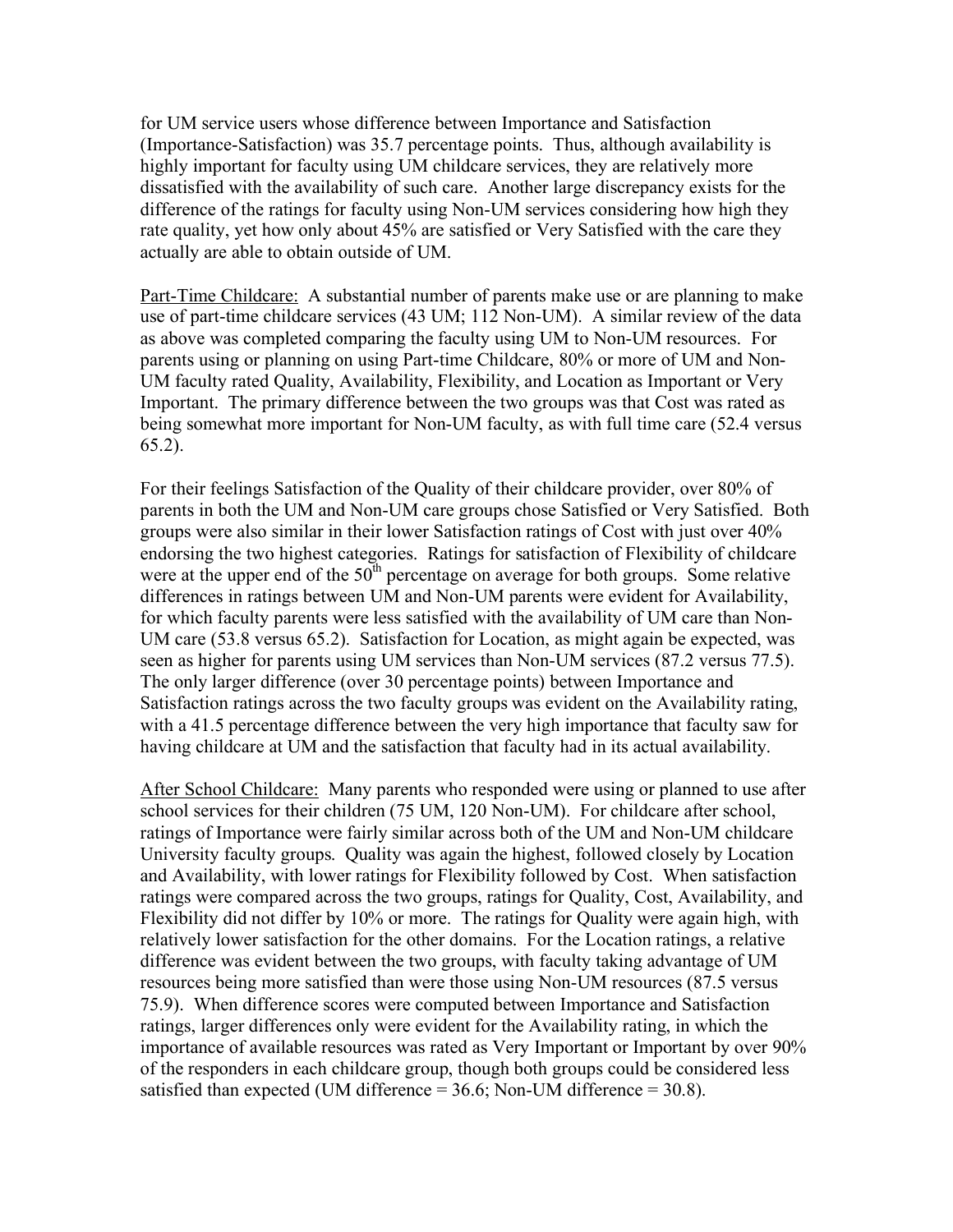for UM service users whose difference between Importance and Satisfaction (Importance-Satisfaction) was 35.7 percentage points. Thus, although availability is highly important for faculty using UM childcare services, they are relatively more dissatisfied with the availability of such care. Another large discrepancy exists for the difference of the ratings for faculty using Non-UM services considering how high they rate quality, yet how only about 45% are satisfied or Very Satisfied with the care they actually are able to obtain outside of UM.

Part-Time Childcare: A substantial number of parents make use or are planning to make use of part-time childcare services (43 UM; 112 Non-UM). A similar review of the data as above was completed comparing the faculty using UM to Non-UM resources. For parents using or planning on using Part-time Childcare, 80% or more of UM and Non-UM faculty rated Quality, Availability, Flexibility, and Location as Important or Very Important. The primary difference between the two groups was that Cost was rated as being somewhat more important for Non-UM faculty, as with full time care (52.4 versus 65.2).

For their feelings Satisfaction of the Quality of their childcare provider, over 80% of parents in both the UM and Non-UM care groups chose Satisfied or Very Satisfied. Both groups were also similar in their lower Satisfaction ratings of Cost with just over 40% endorsing the two highest categories. Ratings for satisfaction of Flexibility of childcare were at the upper end of the 50$^{th}$ percentage on average for both groups. Some relative differences in ratings between UM and Non-UM parents were evident for Availability, for which faculty parents were less satisfied with the availability of UM care than Non-UM care (53.8 versus 65.2). Satisfaction for Location, as might again be expected, was seen as higher for parents using UM services than Non-UM services (87.2 versus 77.5). The only larger difference (over 30 percentage points) between Importance and Satisfaction ratings across the two faculty groups was evident on the Availability rating, with a 41.5 percentage difference between the very high importance that faculty saw for having childcare at UM and the satisfaction that faculty had in its actual availability.

After School Childcare: Many parents who responded were using or planned to use after school services for their children (75 UM, 120 Non-UM). For childcare after school, ratings of Importance were fairly similar across both of the UM and Non-UM childcare University faculty groups. Quality was again the highest, followed closely by Location and Availability, with lower ratings for Flexibility followed by Cost. When satisfaction ratings were compared across the two groups, ratings for Quality, Cost, Availability, and Flexibility did not differ by 10% or more. The ratings for Quality were again high, with relatively lower satisfaction for the other domains. For the Location ratings, a relative difference was evident between the two groups, with faculty taking advantage of UM resources being more satisfied than were those using Non-UM resources (87.5 versus 75.9). When difference scores were computed between Importance and Satisfaction ratings, larger differences only were evident for the Availability rating, in which the importance of available resources was rated as Very Important or Important by over 90% of the responders in each childcare group, though both groups could be considered less satisfied than expected (UM difference = 36.6; Non-UM difference = 30.8).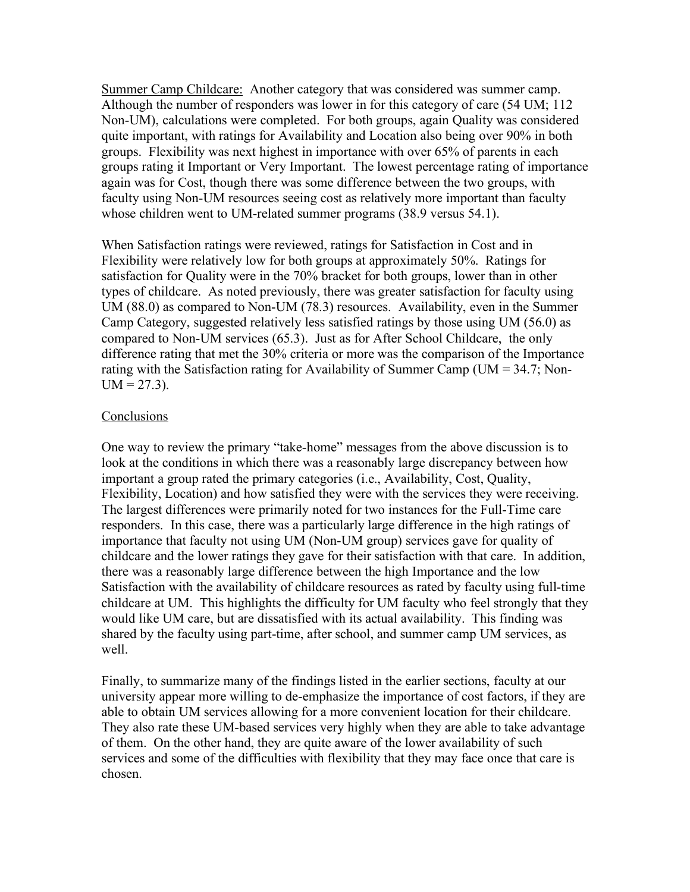Summer Camp Childcare: Another category that was considered was summer camp. Although the number of responders was lower in for this category of care (54 UM; 112 Non-UM), calculations were completed. For both groups, again Quality was considered quite important, with ratings for Availability and Location also being over 90% in both groups. Flexibility was next highest in importance with over 65% of parents in each groups rating it Important or Very Important. The lowest percentage rating of importance again was for Cost, though there was some difference between the two groups, with faculty using Non-UM resources seeing cost as relatively more important than faculty whose children went to UM-related summer programs (38.9 versus 54.1).

When Satisfaction ratings were reviewed, ratings for Satisfaction in Cost and in Flexibility were relatively low for both groups at approximately 50%. Ratings for satisfaction for Quality were in the 70% bracket for both groups, lower than in other types of childcare. As noted previously, there was greater satisfaction for faculty using UM (88.0) as compared to Non-UM (78.3) resources. Availability, even in the Summer Camp Category, suggested relatively less satisfied ratings by those using UM (56.0) as compared to Non-UM services (65.3). Just as for After School Childcare, the only difference rating that met the 30% criteria or more was the comparison of the Importance rating with the Satisfaction rating for Availability of Summer Camp (UM = 34.7; Non-UM = 27.3).

## Conclusions

One way to review the primary "take-home" messages from the above discussion is to look at the conditions in which there was a reasonably large discrepancy between how important a group rated the primary categories (i.e., Availability, Cost, Quality, Flexibility, Location) and how satisfied they were with the services they were receiving. The largest differences were primarily noted for two instances for the Full-Time care responders. In this case, there was a particularly large difference in the high ratings of importance that faculty not using UM (Non-UM group) services gave for quality of childcare and the lower ratings they gave for their satisfaction with that care. In addition, there was a reasonably large difference between the high Importance and the low Satisfaction with the availability of childcare resources as rated by faculty using full-time childcare at UM. This highlights the difficulty for UM faculty who feel strongly that they would like UM care, but are dissatisfied with its actual availability. This finding was shared by the faculty using part-time, after school, and summer camp UM services, as well.

Finally, to summarize many of the findings listed in the earlier sections, faculty at our university appear more willing to de-emphasize the importance of cost factors, if they are able to obtain UM services allowing for a more convenient location for their childcare. They also rate these UM-based services very highly when they are able to take advantage of them. On the other hand, they are quite aware of the lower availability of such services and some of the difficulties with flexibility that they may face once that care is chosen.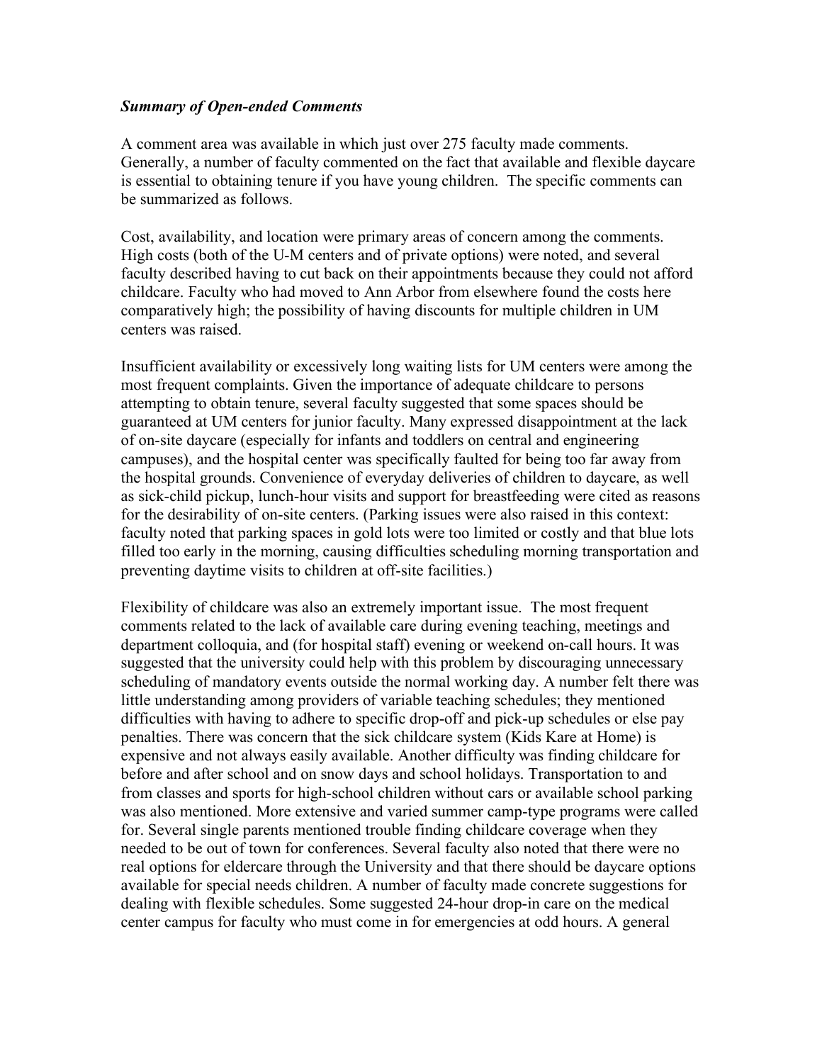***Summary of Open-ended Comments***

A comment area was available in which just over 275 faculty made comments. Generally, a number of faculty commented on the fact that available and flexible daycare is essential to obtaining tenure if you have young children. The specific comments can be summarized as follows.

Cost, availability, and location were primary areas of concern among the comments. High costs (both of the U-M centers and of private options) were noted, and several faculty described having to cut back on their appointments because they could not afford childcare. Faculty who had moved to Ann Arbor from elsewhere found the costs here comparatively high; the possibility of having discounts for multiple children in UM centers was raised.

Insufficient availability or excessively long waiting lists for UM centers were among the most frequent complaints. Given the importance of adequate childcare to persons attempting to obtain tenure, several faculty suggested that some spaces should be guaranteed at UM centers for junior faculty. Many expressed disappointment at the lack of on-site daycare (especially for infants and toddlers on central and engineering campuses), and the hospital center was specifically faulted for being too far away from the hospital grounds. Convenience of everyday deliveries of children to daycare, as well as sick-child pickup, lunch-hour visits and support for breastfeeding were cited as reasons for the desirability of on-site centers. (Parking issues were also raised in this context: faculty noted that parking spaces in gold lots were too limited or costly and that blue lots filled too early in the morning, causing difficulties scheduling morning transportation and preventing daytime visits to children at off-site facilities.)

Flexibility of childcare was also an extremely important issue. The most frequent comments related to the lack of available care during evening teaching, meetings and department colloquia, and (for hospital staff) evening or weekend on-call hours. It was suggested that the university could help with this problem by discouraging unnecessary scheduling of mandatory events outside the normal working day. A number felt there was little understanding among providers of variable teaching schedules; they mentioned difficulties with having to adhere to specific drop-off and pick-up schedules or else pay penalties. There was concern that the sick childcare system (Kids Kare at Home) is expensive and not always easily available. Another difficulty was finding childcare for before and after school and on snow days and school holidays. Transportation to and from classes and sports for high-school children without cars or available school parking was also mentioned. More extensive and varied summer camp-type programs were called for. Several single parents mentioned trouble finding childcare coverage when they needed to be out of town for conferences. Several faculty also noted that there were no real options for eldercare through the University and that there should be daycare options available for special needs children. A number of faculty made concrete suggestions for dealing with flexible schedules. Some suggested 24-hour drop-in care on the medical center campus for faculty who must come in for emergencies at odd hours. A general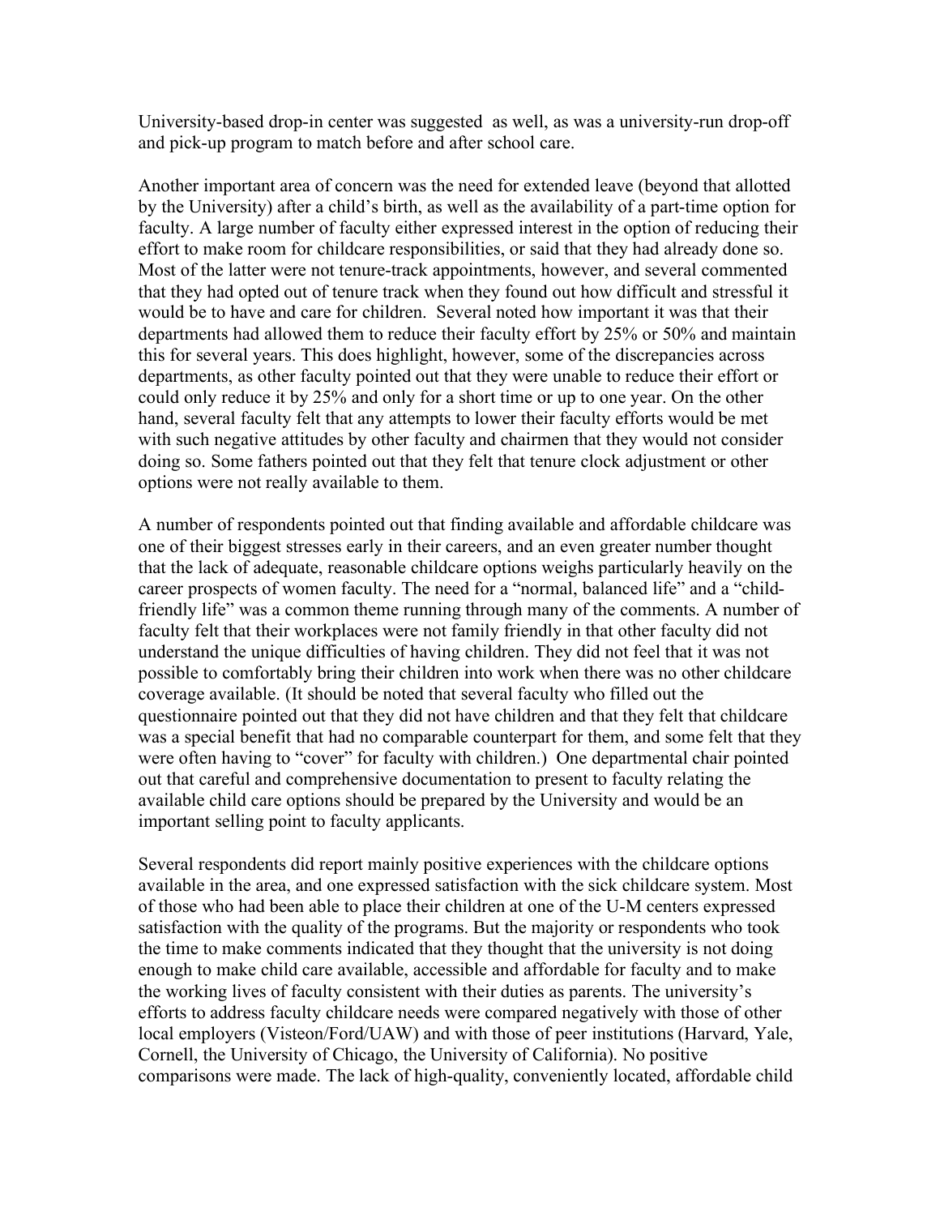University-based drop-in center was suggested as well, as was a university-run drop-off and pick-up program to match before and after school care.

Another important area of concern was the need for extended leave (beyond that allotted by the University) after a child's birth, as well as the availability of a part-time option for faculty. A large number of faculty either expressed interest in the option of reducing their effort to make room for childcare responsibilities, or said that they had already done so. Most of the latter were not tenure-track appointments, however, and several commented that they had opted out of tenure track when they found out how difficult and stressful it would be to have and care for children. Several noted how important it was that their departments had allowed them to reduce their faculty effort by 25% or 50% and maintain this for several years. This does highlight, however, some of the discrepancies across departments, as other faculty pointed out that they were unable to reduce their effort or could only reduce it by 25% and only for a short time or up to one year. On the other hand, several faculty felt that any attempts to lower their faculty efforts would be met with such negative attitudes by other faculty and chairmen that they would not consider doing so. Some fathers pointed out that they felt that tenure clock adjustment or other options were not really available to them.

A number of respondents pointed out that finding available and affordable childcare was one of their biggest stresses early in their careers, and an even greater number thought that the lack of adequate, reasonable childcare options weighs particularly heavily on the career prospects of women faculty. The need for a "normal, balanced life" and a "child-friendly life" was a common theme running through many of the comments. A number of faculty felt that their workplaces were not family friendly in that other faculty did not understand the unique difficulties of having children. They did not feel that it was not possible to comfortably bring their children into work when there was no other childcare coverage available. (It should be noted that several faculty who filled out the questionnaire pointed out that they did not have children and that they felt that childcare was a special benefit that had no comparable counterpart for them, and some felt that they were often having to "cover" for faculty with children.) One departmental chair pointed out that careful and comprehensive documentation to present to faculty relating the available child care options should be prepared by the University and would be an important selling point to faculty applicants.

Several respondents did report mainly positive experiences with the childcare options available in the area, and one expressed satisfaction with the sick childcare system. Most of those who had been able to place their children at one of the U-M centers expressed satisfaction with the quality of the programs. But the majority or respondents who took the time to make comments indicated that they thought that the university is not doing enough to make child care available, accessible and affordable for faculty and to make the working lives of faculty consistent with their duties as parents. The university's efforts to address faculty childcare needs were compared negatively with those of other local employers (Visteon/Ford/UAW) and with those of peer institutions (Harvard, Yale, Cornell, the University of Chicago, the University of California). No positive comparisons were made. The lack of high-quality, conveniently located, affordable child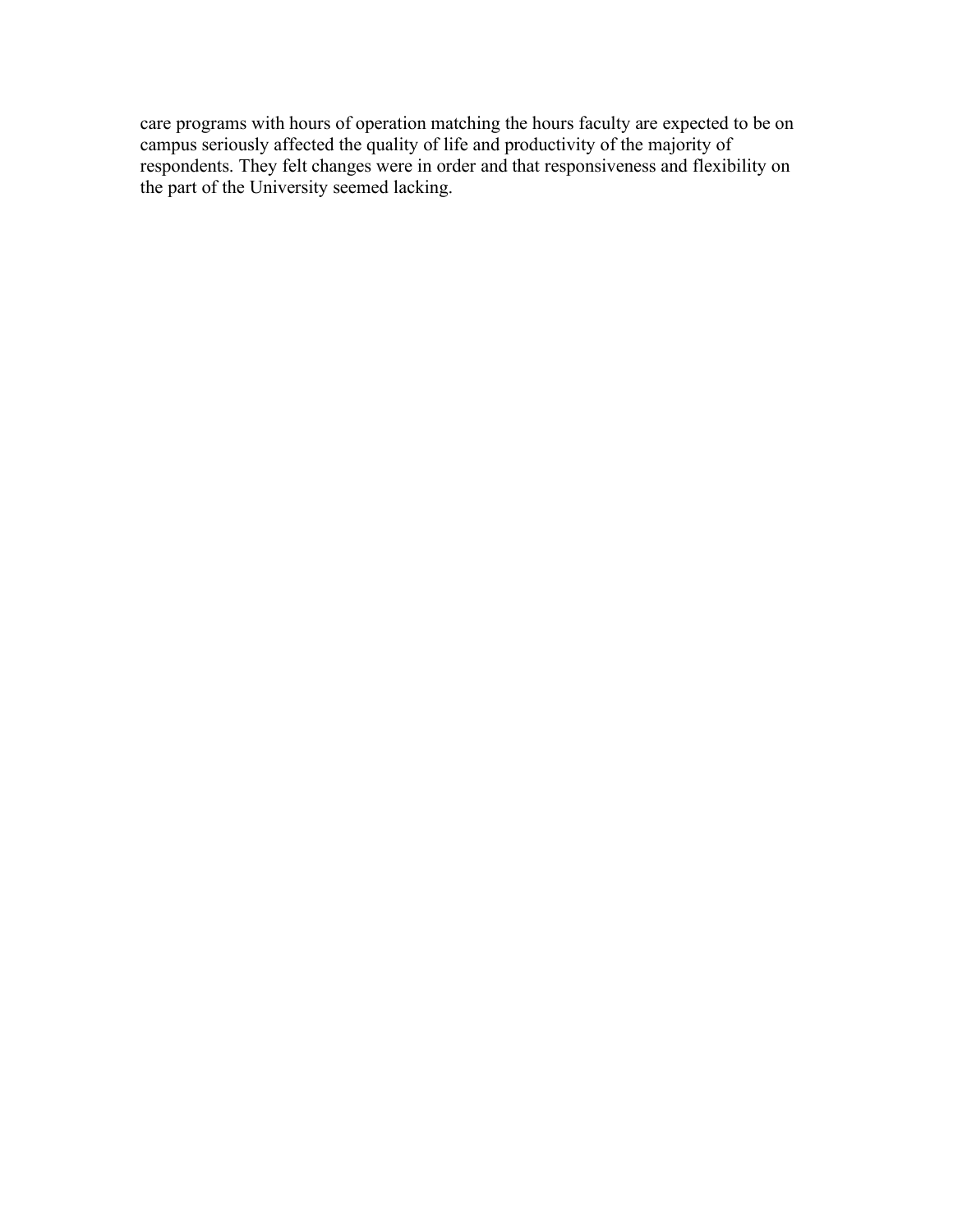care programs with hours of operation matching the hours faculty are expected to be on campus seriously affected the quality of life and productivity of the majority of respondents. They felt changes were in order and that responsiveness and flexibility on the part of the University seemed lacking.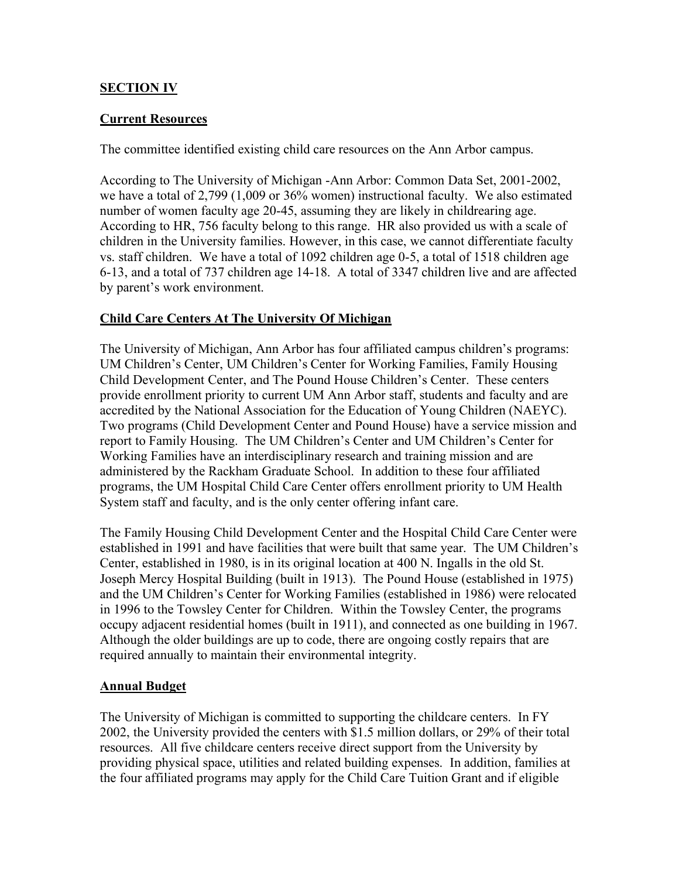## SECTION IV

### Current Resources

The committee identified existing child care resources on the Ann Arbor campus.

According to The University of Michigan -Ann Arbor: Common Data Set, 2001-2002, we have a total of 2,799 (1,009 or 36% women) instructional faculty. We also estimated number of women faculty age 20-45, assuming they are likely in childrearing age. According to HR, 756 faculty belong to this range. HR also provided us with a scale of children in the University families. However, in this case, we cannot differentiate faculty vs. staff children. We have a total of 1092 children age 0-5, a total of 1518 children age 6-13, and a total of 737 children age 14-18. A total of 3347 children live and are affected by parent's work environment.

### Child Care Centers At The University Of Michigan

The University of Michigan, Ann Arbor has four affiliated campus children's programs: UM Children's Center, UM Children's Center for Working Families, Family Housing Child Development Center, and The Pound House Children's Center. These centers provide enrollment priority to current UM Ann Arbor staff, students and faculty and are accredited by the National Association for the Education of Young Children (NAEYC). Two programs (Child Development Center and Pound House) have a service mission and report to Family Housing. The UM Children's Center and UM Children's Center for Working Families have an interdisciplinary research and training mission and are administered by the Rackham Graduate School. In addition to these four affiliated programs, the UM Hospital Child Care Center offers enrollment priority to UM Health System staff and faculty, and is the only center offering infant care.

The Family Housing Child Development Center and the Hospital Child Care Center were established in 1991 and have facilities that were built that same year. The UM Children's Center, established in 1980, is in its original location at 400 N. Ingalls in the old St. Joseph Mercy Hospital Building (built in 1913). The Pound House (established in 1975) and the UM Children's Center for Working Families (established in 1986) were relocated in 1996 to the Towsley Center for Children. Within the Towsley Center, the programs occupy adjacent residential homes (built in 1911), and connected as one building in 1967. Although the older buildings are up to code, there are ongoing costly repairs that are required annually to maintain their environmental integrity.

### Annual Budget

The University of Michigan is committed to supporting the childcare centers. In FY 2002, the University provided the centers with $1.5 million dollars, or 29% of their total resources. All five childcare centers receive direct support from the University by providing physical space, utilities and related building expenses. In addition, families at the four affiliated programs may apply for the Child Care Tuition Grant and if eligible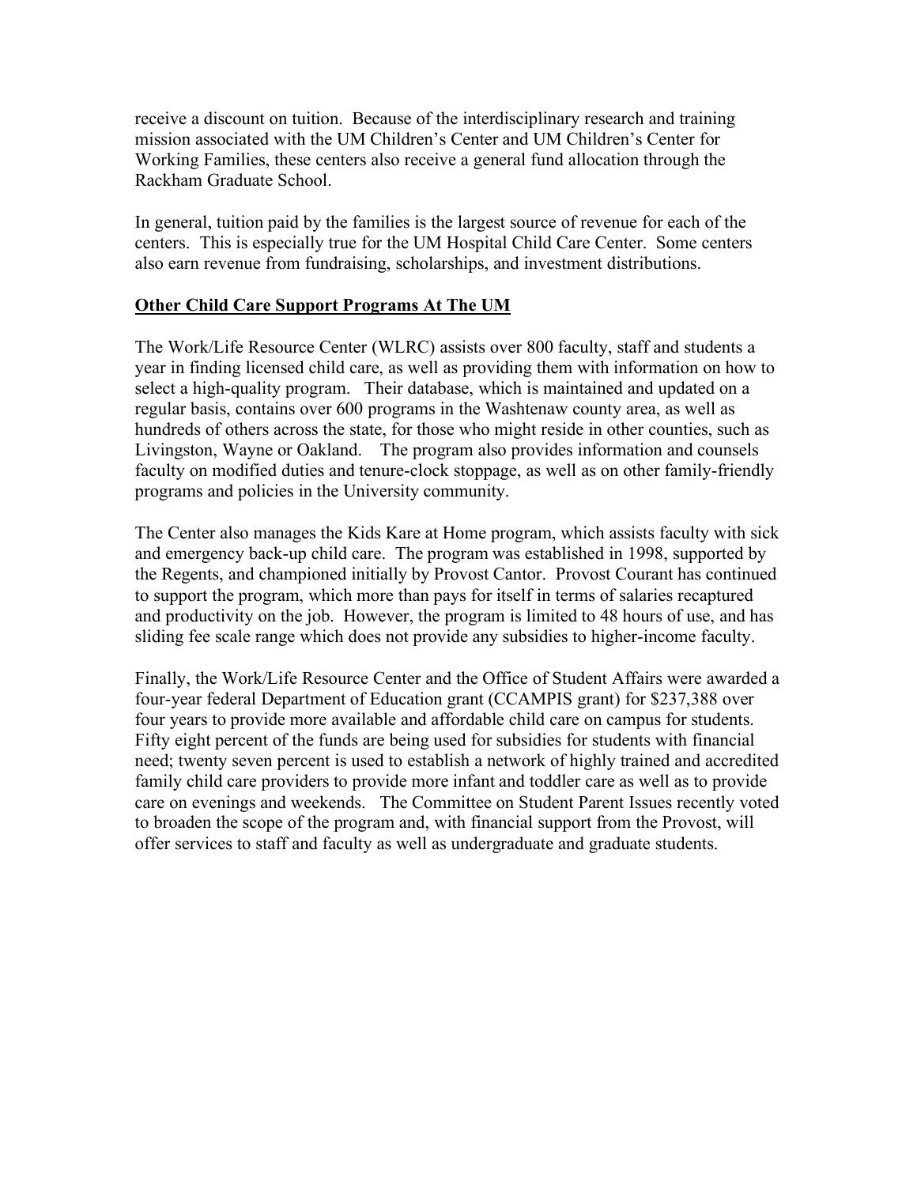receive a discount on tuition. Because of the interdisciplinary research and training mission associated with the UM Children's Center and UM Children's Center for Working Families, these centers also receive a general fund allocation through the Rackham Graduate School.

In general, tuition paid by the families is the largest source of revenue for each of the centers. This is especially true for the UM Hospital Child Care Center. Some centers also earn revenue from fundraising, scholarships, and investment distributions.

## Other Child Care Support Programs At The UM

The Work/Life Resource Center (WLRC) assists over 800 faculty, staff and students a year in finding licensed child care, as well as providing them with information on how to select a high-quality program. Their database, which is maintained and updated on a regular basis, contains over 600 programs in the Washtenaw county area, as well as hundreds of others across the state, for those who might reside in other counties, such as Livingston, Wayne or Oakland. The program also provides information and counsels faculty on modified duties and tenure-clock stoppage, as well as on other family-friendly programs and policies in the University community.

The Center also manages the Kids Kare at Home program, which assists faculty with sick and emergency back-up child care. The program was established in 1998, supported by the Regents, and championed initially by Provost Cantor. Provost Courant has continued to support the program, which more than pays for itself in terms of salaries recaptured and productivity on the job. However, the program is limited to 48 hours of use, and has sliding fee scale range which does not provide any subsidies to higher-income faculty.

Finally, the Work/Life Resource Center and the Office of Student Affairs were awarded a four-year federal Department of Education grant (CCAMPIS grant) for $237,388 over four years to provide more available and affordable child care on campus for students. Fifty eight percent of the funds are being used for subsidies for students with financial need; twenty seven percent is used to establish a network of highly trained and accredited family child care providers to provide more infant and toddler care as well as to provide care on evenings and weekends. The Committee on Student Parent Issues recently voted to broaden the scope of the program and, with financial support from the Provost, will offer services to staff and faculty as well as undergraduate and graduate students.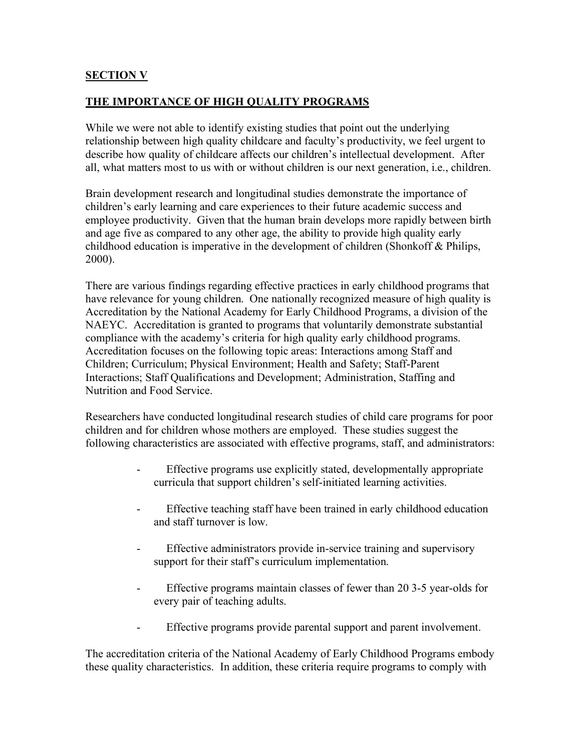## SECTION V

## THE IMPORTANCE OF HIGH QUALITY PROGRAMS

While we were not able to identify existing studies that point out the underlying relationship between high quality childcare and faculty's productivity, we feel urgent to describe how quality of childcare affects our children's intellectual development. After all, what matters most to us with or without children is our next generation, i.e., children.

Brain development research and longitudinal studies demonstrate the importance of children's early learning and care experiences to their future academic success and employee productivity. Given that the human brain develops more rapidly between birth and age five as compared to any other age, the ability to provide high quality early childhood education is imperative in the development of children (Shonkoff & Philips, 2000).

There are various findings regarding effective practices in early childhood programs that have relevance for young children. One nationally recognized measure of high quality is Accreditation by the National Academy for Early Childhood Programs, a division of the NAEYC. Accreditation is granted to programs that voluntarily demonstrate substantial compliance with the academy's criteria for high quality early childhood programs. Accreditation focuses on the following topic areas: Interactions among Staff and Children; Curriculum; Physical Environment; Health and Safety; Staff-Parent Interactions; Staff Qualifications and Development; Administration, Staffing and Nutrition and Food Service.

Researchers have conducted longitudinal research studies of child care programs for poor children and for children whose mothers are employed. These studies suggest the following characteristics are associated with effective programs, staff, and administrators:

- Effective programs use explicitly stated, developmentally appropriate curricula that support children's self-initiated learning activities.
- Effective teaching staff have been trained in early childhood education and staff turnover is low.
- Effective administrators provide in-service training and supervisory support for their staff's curriculum implementation.
- Effective programs maintain classes of fewer than 20 3-5 year-olds for every pair of teaching adults.
- Effective programs provide parental support and parent involvement.

The accreditation criteria of the National Academy of Early Childhood Programs embody these quality characteristics. In addition, these criteria require programs to comply with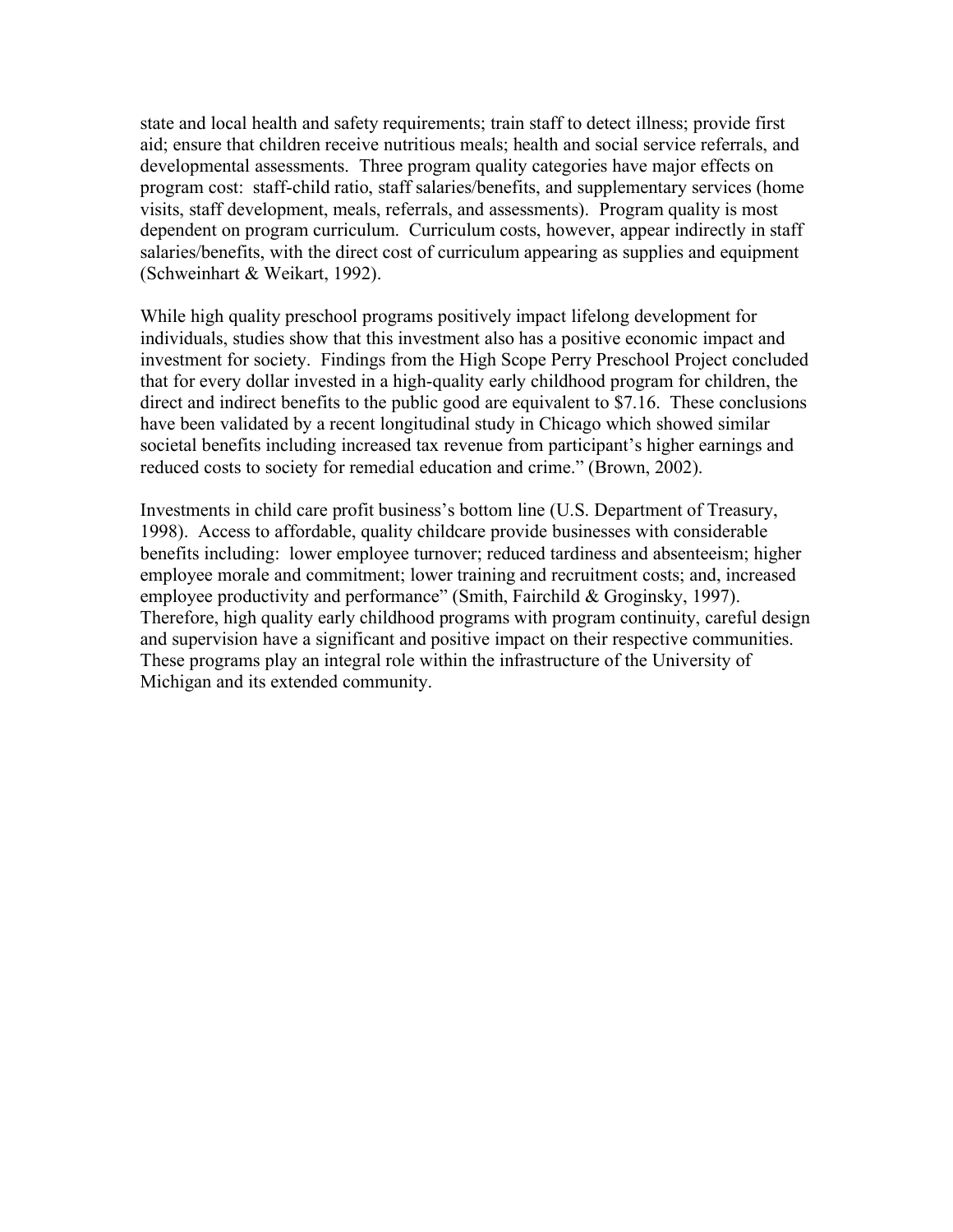state and local health and safety requirements; train staff to detect illness; provide first aid; ensure that children receive nutritious meals; health and social service referrals, and developmental assessments. Three program quality categories have major effects on program cost: staff-child ratio, staff salaries/benefits, and supplementary services (home visits, staff development, meals, referrals, and assessments). Program quality is most dependent on program curriculum. Curriculum costs, however, appear indirectly in staff salaries/benefits, with the direct cost of curriculum appearing as supplies and equipment (Schweinhart & Weikart, 1992).

While high quality preschool programs positively impact lifelong development for individuals, studies show that this investment also has a positive economic impact and investment for society. Findings from the High Scope Perry Preschool Project concluded that for every dollar invested in a high-quality early childhood program for children, the direct and indirect benefits to the public good are equivalent to $7.16. These conclusions have been validated by a recent longitudinal study in Chicago which showed similar societal benefits including increased tax revenue from participant's higher earnings and reduced costs to society for remedial education and crime." (Brown, 2002).

Investments in child care profit business's bottom line (U.S. Department of Treasury, 1998). Access to affordable, quality childcare provide businesses with considerable benefits including: lower employee turnover; reduced tardiness and absenteeism; higher employee morale and commitment; lower training and recruitment costs; and, increased employee productivity and performance" (Smith, Fairchild & Groginsky, 1997). Therefore, high quality early childhood programs with program continuity, careful design and supervision have a significant and positive impact on their respective communities. These programs play an integral role within the infrastructure of the University of Michigan and its extended community.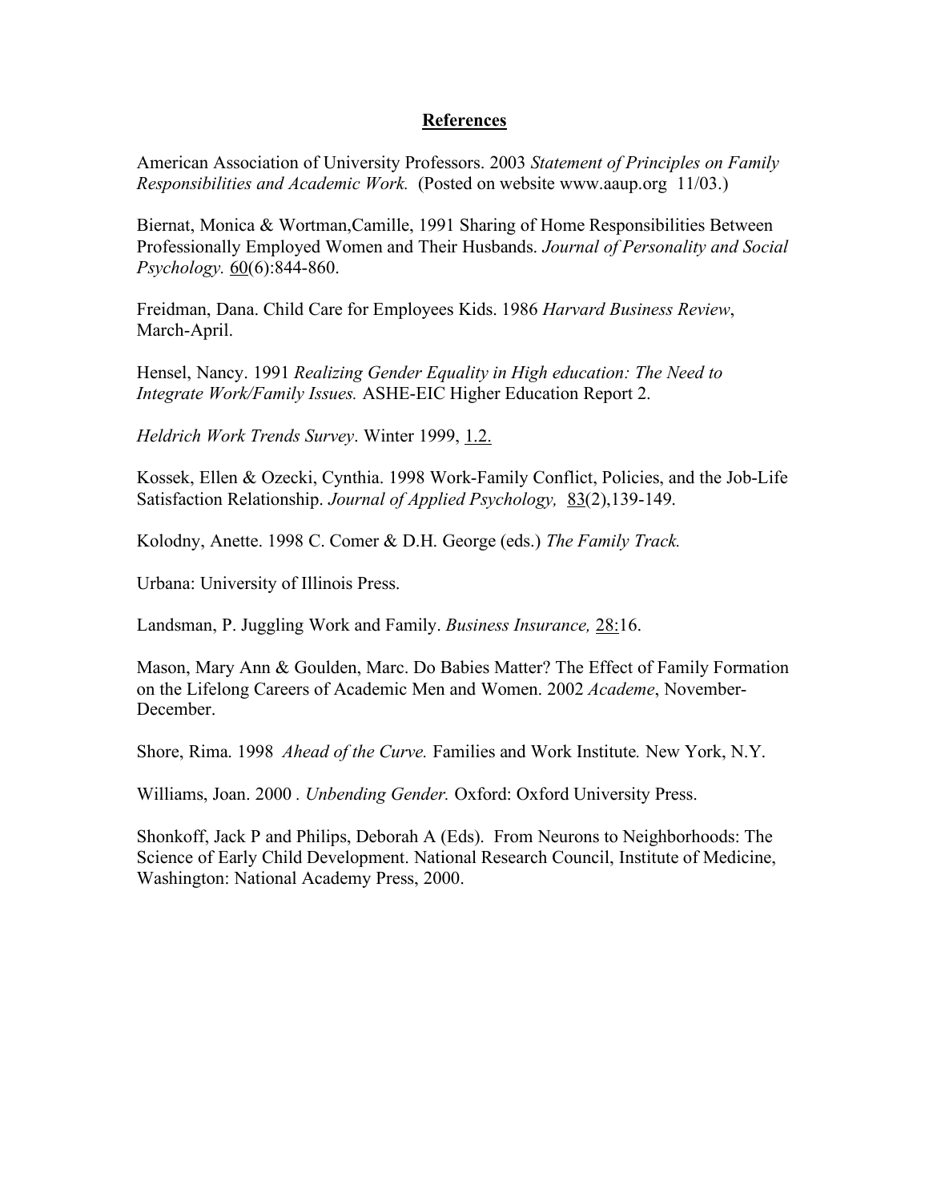## References

American Association of University Professors. 2003 *Statement of Principles on Family Responsibilities and Academic Work.* (Posted on website www.aaup.org 11/03.)

Biernat, Monica & Wortman,Camille, 1991 Sharing of Home Responsibilities Between Professionally Employed Women and Their Husbands. *Journal of Personality and Social Psychology.* 60(6):844-860.

Freidman, Dana. Child Care for Employees Kids. 1986 *Harvard Business Review*, March-April.

Hensel, Nancy. 1991 *Realizing Gender Equality in High education: The Need to Integrate Work/Family Issues.* ASHE-EIC Higher Education Report 2.

*Heldrich Work Trends Survey*. Winter 1999, 1.2.

Kossek, Ellen & Ozecki, Cynthia. 1998 Work-Family Conflict, Policies, and the Job-Life Satisfaction Relationship. *Journal of Applied Psychology,* 83(2),139-149.

Kolodny, Anette. 1998 C. Comer & D.H. George (eds.) *The Family Track.*

Urbana: University of Illinois Press.

Landsman, P. Juggling Work and Family. *Business Insurance,* 28:16.

Mason, Mary Ann & Goulden, Marc. Do Babies Matter? The Effect of Family Formation on the Lifelong Careers of Academic Men and Women. 2002 *Academe*, November-December.

Shore, Rima. 1998 *Ahead of the Curve.* Families and Work Institute*.* New York, N.Y.

Williams, Joan. 2000 *. Unbending Gender.* Oxford: Oxford University Press.

Shonkoff, Jack P and Philips, Deborah A (Eds). From Neurons to Neighborhoods: The Science of Early Child Development. National Research Council, Institute of Medicine, Washington: National Academy Press, 2000.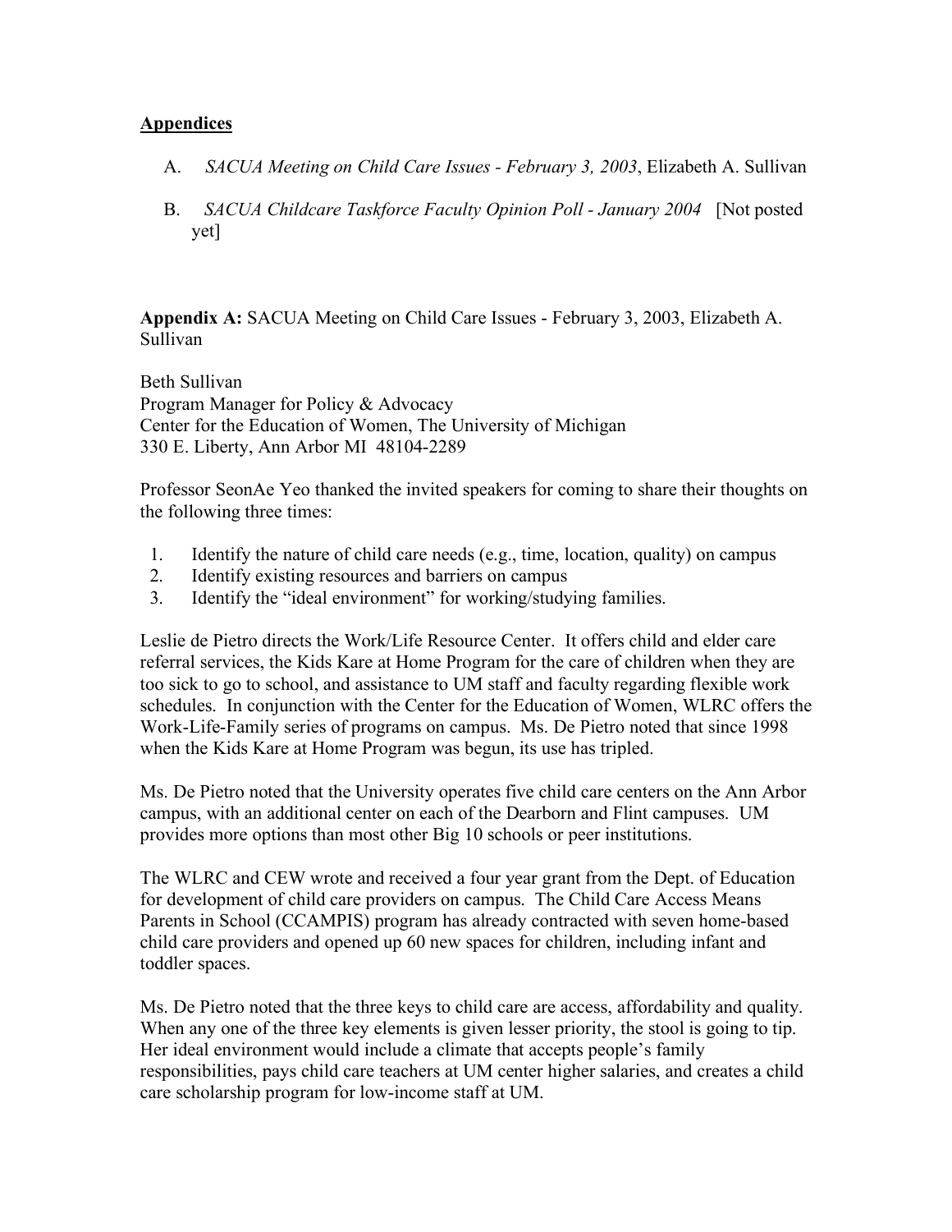## Appendices

A. *SACUA Meeting on Child Care Issues - February 3, 2003*, Elizabeth A. Sullivan

B. *SACUA Childcare Taskforce Faculty Opinion Poll - January 2004* [Not posted yet]

**Appendix A:** SACUA Meeting on Child Care Issues - February 3, 2003, Elizabeth A. Sullivan

Beth Sullivan
Program Manager for Policy & Advocacy
Center for the Education of Women, The University of Michigan
330 E. Liberty, Ann Arbor MI 48104-2289

Professor SeonAe Yeo thanked the invited speakers for coming to share their thoughts on the following three times:

1. Identify the nature of child care needs (e.g., time, location, quality) on campus
2. Identify existing resources and barriers on campus
3. Identify the "ideal environment" for working/studying families.

Leslie de Pietro directs the Work/Life Resource Center. It offers child and elder care referral services, the Kids Kare at Home Program for the care of children when they are too sick to go to school, and assistance to UM staff and faculty regarding flexible work schedules. In conjunction with the Center for the Education of Women, WLRC offers the Work-Life-Family series of programs on campus. Ms. De Pietro noted that since 1998 when the Kids Kare at Home Program was begun, its use has tripled.

Ms. De Pietro noted that the University operates five child care centers on the Ann Arbor campus, with an additional center on each of the Dearborn and Flint campuses. UM provides more options than most other Big 10 schools or peer institutions.

The WLRC and CEW wrote and received a four year grant from the Dept. of Education for development of child care providers on campus. The Child Care Access Means Parents in School (CCAMPIS) program has already contracted with seven home-based child care providers and opened up 60 new spaces for children, including infant and toddler spaces.

Ms. De Pietro noted that the three keys to child care are access, affordability and quality. When any one of the three key elements is given lesser priority, the stool is going to tip. Her ideal environment would include a climate that accepts people's family responsibilities, pays child care teachers at UM center higher salaries, and creates a child care scholarship program for low-income staff at UM.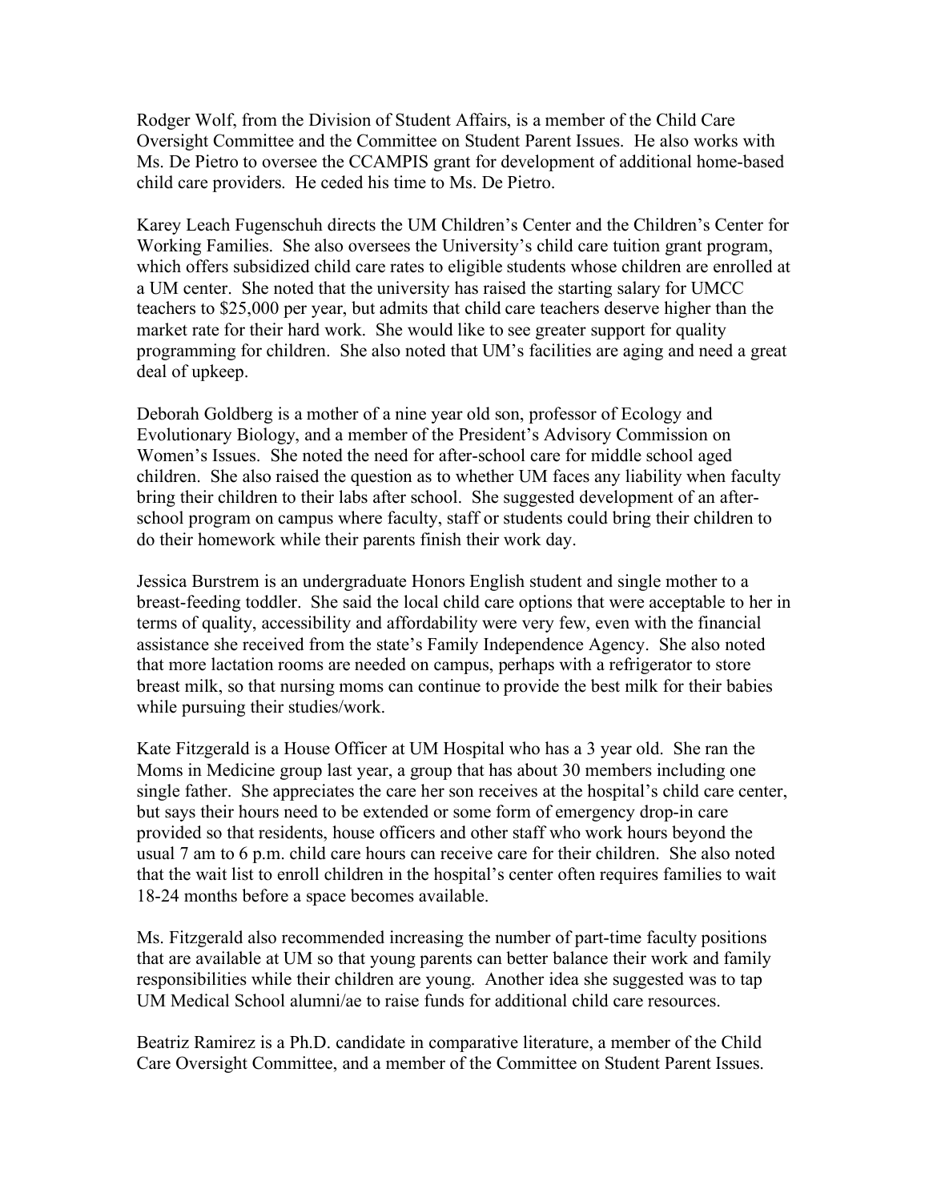Rodger Wolf, from the Division of Student Affairs, is a member of the Child Care Oversight Committee and the Committee on Student Parent Issues. He also works with Ms. De Pietro to oversee the CCAMPIS grant for development of additional home-based child care providers. He ceded his time to Ms. De Pietro.

Karey Leach Fugenschuh directs the UM Children's Center and the Children's Center for Working Families. She also oversees the University's child care tuition grant program, which offers subsidized child care rates to eligible students whose children are enrolled at a UM center. She noted that the university has raised the starting salary for UMCC teachers to $25,000 per year, but admits that child care teachers deserve higher than the market rate for their hard work. She would like to see greater support for quality programming for children. She also noted that UM's facilities are aging and need a great deal of upkeep.

Deborah Goldberg is a mother of a nine year old son, professor of Ecology and Evolutionary Biology, and a member of the President's Advisory Commission on Women's Issues. She noted the need for after-school care for middle school aged children. She also raised the question as to whether UM faces any liability when faculty bring their children to their labs after school. She suggested development of an after-school program on campus where faculty, staff or students could bring their children to do their homework while their parents finish their work day.

Jessica Burstrem is an undergraduate Honors English student and single mother to a breast-feeding toddler. She said the local child care options that were acceptable to her in terms of quality, accessibility and affordability were very few, even with the financial assistance she received from the state's Family Independence Agency. She also noted that more lactation rooms are needed on campus, perhaps with a refrigerator to store breast milk, so that nursing moms can continue to provide the best milk for their babies while pursuing their studies/work.

Kate Fitzgerald is a House Officer at UM Hospital who has a 3 year old. She ran the Moms in Medicine group last year, a group that has about 30 members including one single father. She appreciates the care her son receives at the hospital's child care center, but says their hours need to be extended or some form of emergency drop-in care provided so that residents, house officers and other staff who work hours beyond the usual 7 am to 6 p.m. child care hours can receive care for their children. She also noted that the wait list to enroll children in the hospital's center often requires families to wait 18-24 months before a space becomes available.

Ms. Fitzgerald also recommended increasing the number of part-time faculty positions that are available at UM so that young parents can better balance their work and family responsibilities while their children are young. Another idea she suggested was to tap UM Medical School alumni/ae to raise funds for additional child care resources.

Beatriz Ramirez is a Ph.D. candidate in comparative literature, a member of the Child Care Oversight Committee, and a member of the Committee on Student Parent Issues.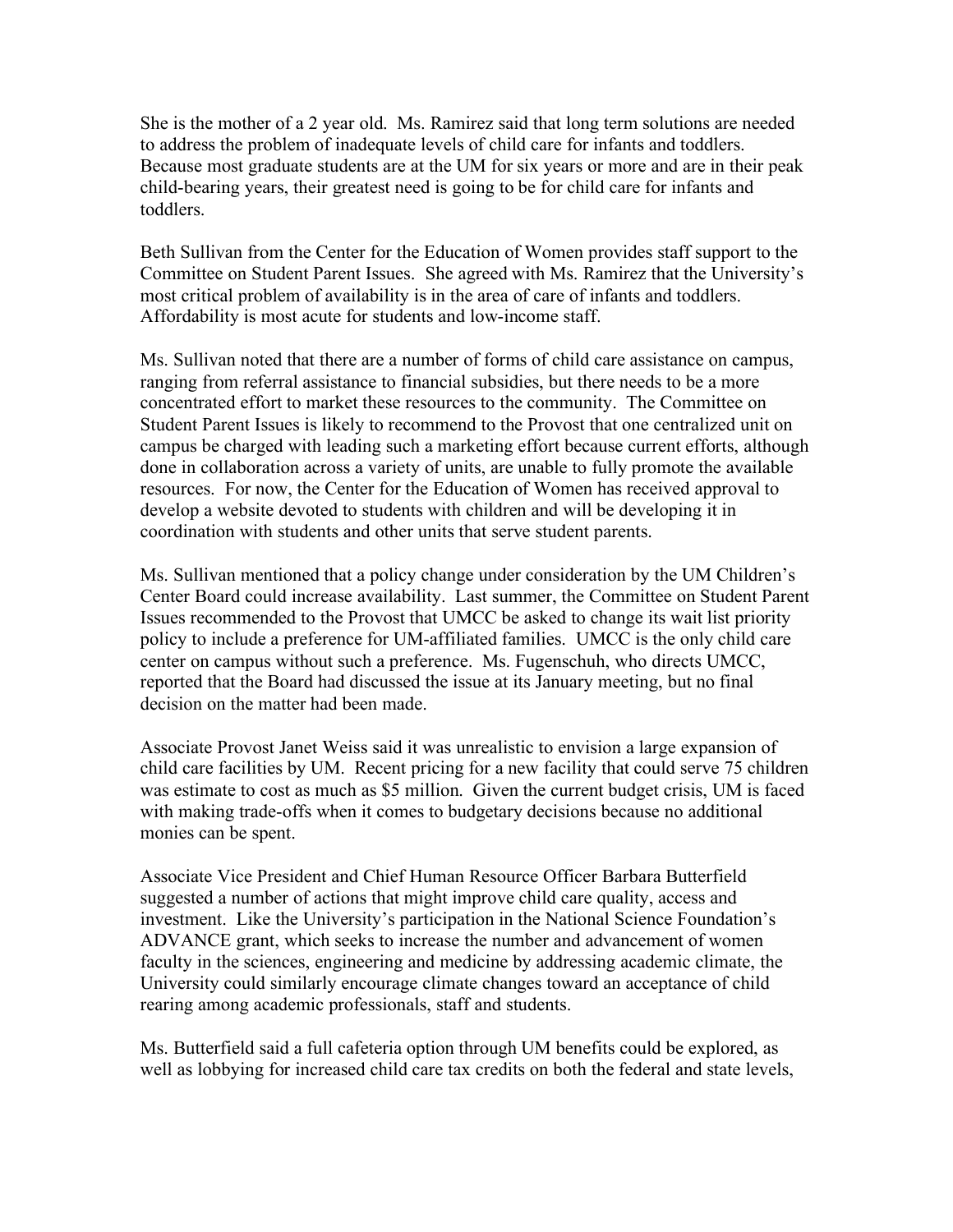She is the mother of a 2 year old. Ms. Ramirez said that long term solutions are needed to address the problem of inadequate levels of child care for infants and toddlers. Because most graduate students are at the UM for six years or more and are in their peak child-bearing years, their greatest need is going to be for child care for infants and toddlers.

Beth Sullivan from the Center for the Education of Women provides staff support to the Committee on Student Parent Issues. She agreed with Ms. Ramirez that the University's most critical problem of availability is in the area of care of infants and toddlers. Affordability is most acute for students and low-income staff.

Ms. Sullivan noted that there are a number of forms of child care assistance on campus, ranging from referral assistance to financial subsidies, but there needs to be a more concentrated effort to market these resources to the community. The Committee on Student Parent Issues is likely to recommend to the Provost that one centralized unit on campus be charged with leading such a marketing effort because current efforts, although done in collaboration across a variety of units, are unable to fully promote the available resources. For now, the Center for the Education of Women has received approval to develop a website devoted to students with children and will be developing it in coordination with students and other units that serve student parents.

Ms. Sullivan mentioned that a policy change under consideration by the UM Children's Center Board could increase availability. Last summer, the Committee on Student Parent Issues recommended to the Provost that UMCC be asked to change its wait list priority policy to include a preference for UM-affiliated families. UMCC is the only child care center on campus without such a preference. Ms. Fugenschuh, who directs UMCC, reported that the Board had discussed the issue at its January meeting, but no final decision on the matter had been made.

Associate Provost Janet Weiss said it was unrealistic to envision a large expansion of child care facilities by UM. Recent pricing for a new facility that could serve 75 children was estimate to cost as much as $5 million. Given the current budget crisis, UM is faced with making trade-offs when it comes to budgetary decisions because no additional monies can be spent.

Associate Vice President and Chief Human Resource Officer Barbara Butterfield suggested a number of actions that might improve child care quality, access and investment. Like the University's participation in the National Science Foundation's ADVANCE grant, which seeks to increase the number and advancement of women faculty in the sciences, engineering and medicine by addressing academic climate, the University could similarly encourage climate changes toward an acceptance of child rearing among academic professionals, staff and students.

Ms. Butterfield said a full cafeteria option through UM benefits could be explored, as well as lobbying for increased child care tax credits on both the federal and state levels,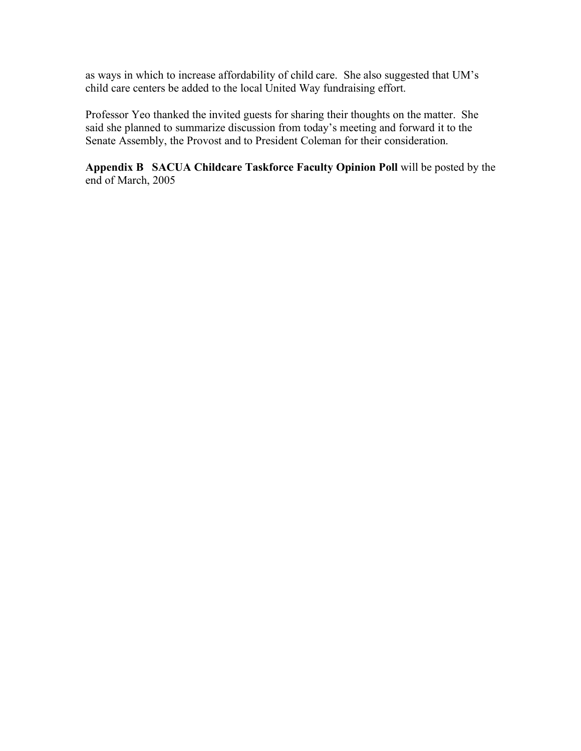as ways in which to increase affordability of child care. She also suggested that UM's child care centers be added to the local United Way fundraising effort.

Professor Yeo thanked the invited guests for sharing their thoughts on the matter. She said she planned to summarize discussion from today's meeting and forward it to the Senate Assembly, the Provost and to President Coleman for their consideration.

**Appendix B SACUA Childcare Taskforce Faculty Opinion Poll** will be posted by the end of March, 2005